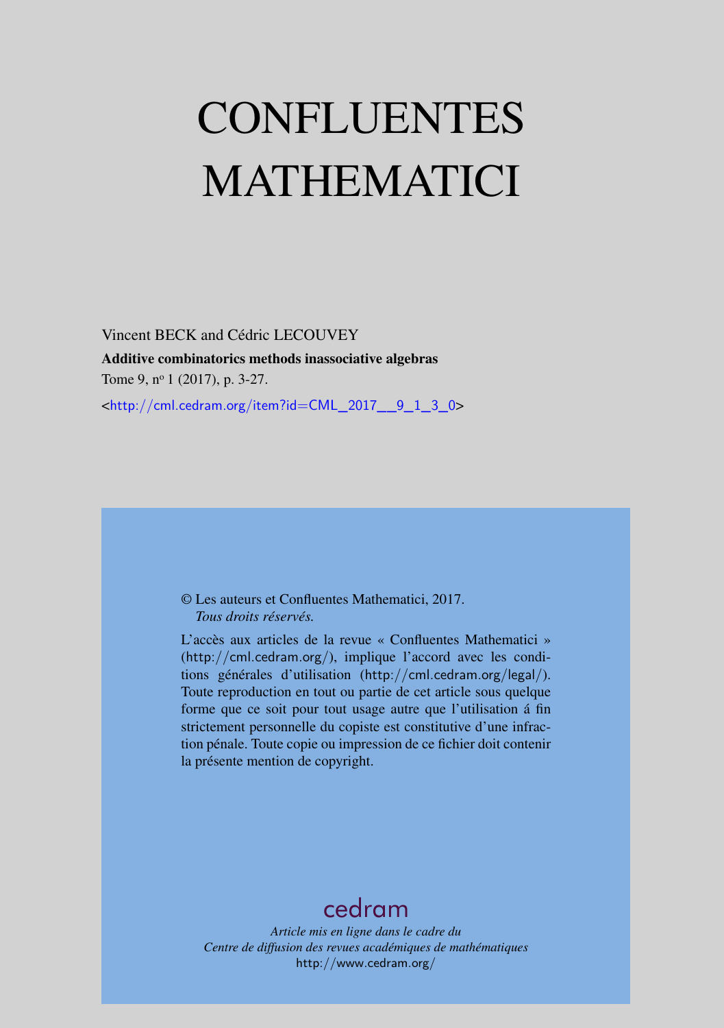# CONFLUENTES MATHEMATICI

Vincent BECK and Cédric LECOUVEY

**Additive combinatorics methods inassociative algebras**

Tome 9, n° 1 (2017), p. 3-27.

<http://cml.cedram.org/item?id=CML_2017__9_1_3_0>

© Les auteurs et Confluentes Mathematici, 2017.
*Tous droits réservés.*

L'accès aux articles de la revue « Confluentes Mathematici » (http://cml.cedram.org/), implique l'accord avec les conditions générales d'utilisation (http://cml.cedram.org/legal/). Toute reproduction en tout ou partie de cet article sous quelque forme que ce soit pour tout usage autre que l'utilisation á fin strictement personnelle du copiste est constitutive d'une infraction pénale. Toute copie ou impression de ce fichier doit contenir la présente mention de copyright.

cedram

*Article mis en ligne dans le cadre du*
*Centre de diffusion des revues académiques de mathématiques*
http://www.cedram.org/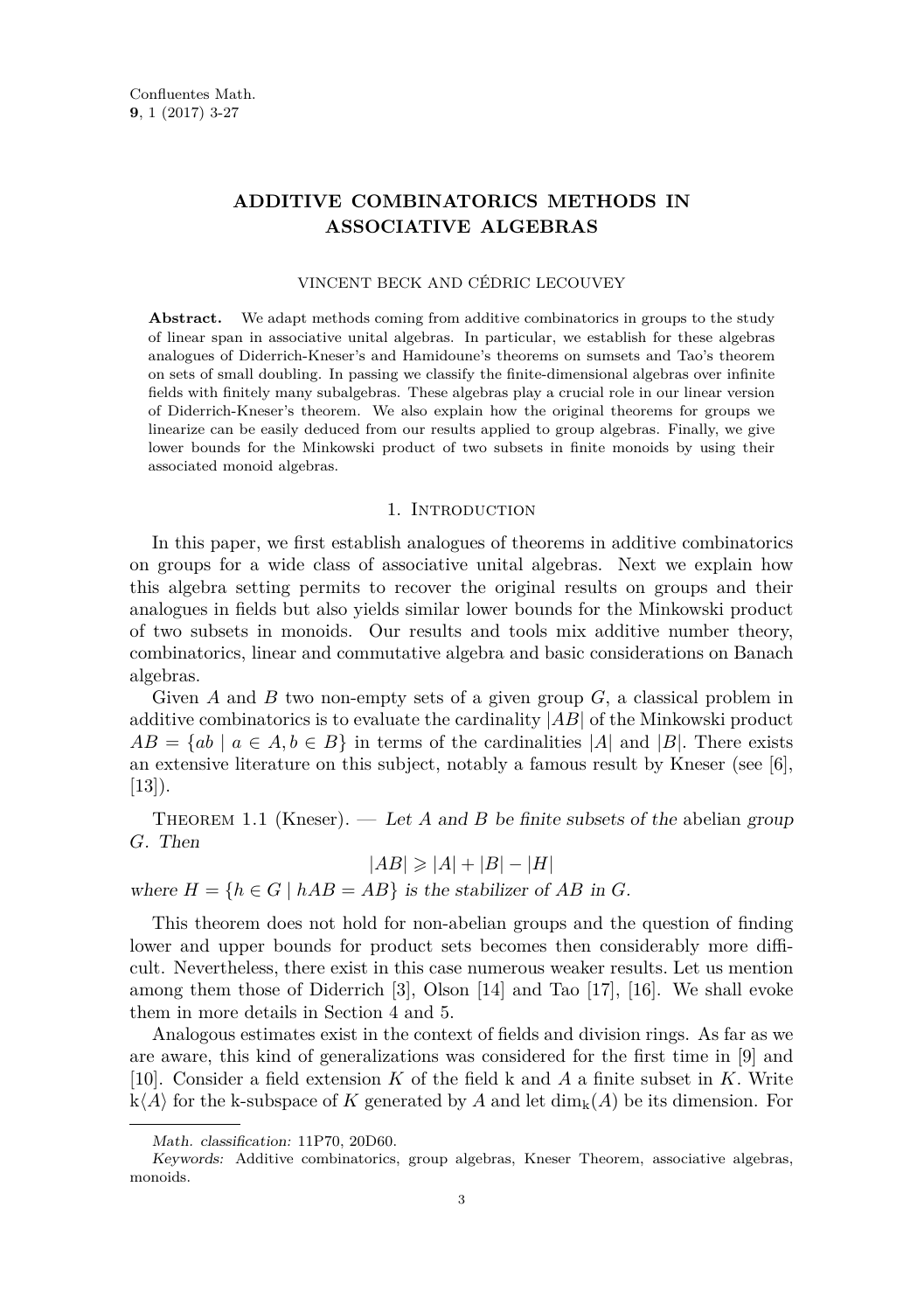# ADDITIVE COMBINATORICS METHODS IN ASSOCIATIVE ALGEBRAS

VINCENT BECK AND CÉDRIC LECOUVEY

**Abstract.** We adapt methods coming from additive combinatorics in groups to the study of linear span in associative unital algebras. In particular, we establish for these algebras analogues of Diderrich-Kneser's and Hamidoune's theorems on sumsets and Tao's theorem on sets of small doubling. In passing we classify the finite-dimensional algebras over infinite fields with finitely many subalgebras. These algebras play a crucial role in our linear version of Diderrich-Kneser's theorem. We also explain how the original theorems for groups we linearize can be easily deduced from our results applied to group algebras. Finally, we give lower bounds for the Minkowski product of two subsets in finite monoids by using their associated monoid algebras.

## 1. Introduction

In this paper, we first establish analogues of theorems in additive combinatorics on groups for a wide class of associative unital algebras. Next we explain how this algebra setting permits to recover the original results on groups and their analogues in fields but also yields similar lower bounds for the Minkowski product of two subsets in monoids. Our results and tools mix additive number theory, combinatorics, linear and commutative algebra and basic considerations on Banach algebras.

Given $A$ and $B$ two non-empty sets of a given group $G$, a classical problem in additive combinatorics is to evaluate the cardinality $|AB|$ of the Minkowski product $AB = \{ab \mid a \in A, b \in B\}$ in terms of the cardinalities $|A|$ and $|B|$. There exists an extensive literature on this subject, notably a famous result by Kneser (see [6], [13]).

Theorem 1.1 (Kneser). — *Let $A$ and $B$ be finite subsets of the abelian group $G$. Then*

$$|AB| \geqslant |A| + |B| - |H|$$

*where $H = \{h \in G \mid hAB = AB\}$ is the stabilizer of $AB$ in $G$.*

This theorem does not hold for non-abelian groups and the question of finding lower and upper bounds for product sets becomes then considerably more difficult. Nevertheless, there exist in this case numerous weaker results. Let us mention among them those of Diderrich [3], Olson [14] and Tao [17], [16]. We shall evoke them in more details in Section 4 and 5.

Analogous estimates exist in the context of fields and division rings. As far as we are aware, this kind of generalizations was considered for the first time in [9] and [10]. Consider a field extension $K$ of the field $\mathrm{k}$ and $A$ a finite subset in $K$. Write $\mathrm{k}\langle A\rangle$ for the $\mathrm{k}$-subspace of $K$ generated by $A$ and let $\dim_{\mathrm{k}}(A)$ be its dimension. For

*Math. classification:* 11P70, 20D60.

*Keywords:* Additive combinatorics, group algebras, Kneser Theorem, associative algebras, monoids.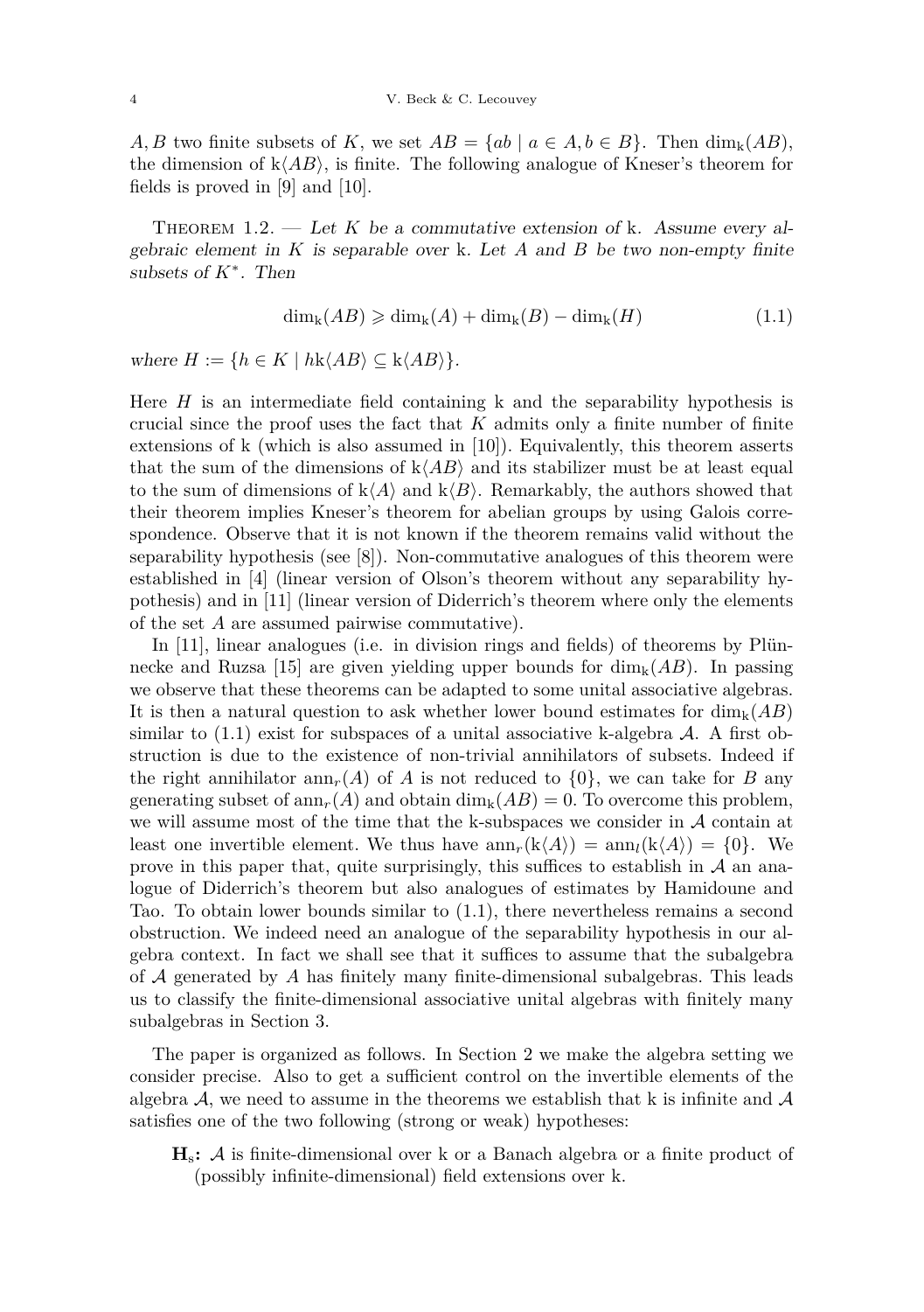$A, B$ two finite subsets of $K$, we set $AB = \{ab \mid a \in A, b \in B\}$. Then $\dim_{\mathrm{k}}(AB)$, the dimension of $\mathrm{k}\langle AB\rangle$, is finite. The following analogue of Kneser's theorem for fields is proved in [9] and [10].

Theorem 1.2. — *Let $K$ be a commutative extension of* k*. Assume every algebraic element in $K$ is separable over* k*. Let $A$ and $B$ be two non-empty finite subsets of $K^*$. Then*

$$\dim_{\mathrm{k}}(AB) \geqslant \dim_{\mathrm{k}}(A) + \dim_{\mathrm{k}}(B) - \dim_{\mathrm{k}}(H) \tag{1.1}$$

*where $H := \{h \in K \mid h\mathrm{k}\langle AB\rangle \subseteq \mathrm{k}\langle AB\rangle\}$.*

Here $H$ is an intermediate field containing k and the separability hypothesis is crucial since the proof uses the fact that $K$ admits only a finite number of finite extensions of k (which is also assumed in [10]). Equivalently, this theorem asserts that the sum of the dimensions of $\mathrm{k}\langle AB\rangle$ and its stabilizer must be at least equal to the sum of dimensions of $\mathrm{k}\langle A\rangle$ and $\mathrm{k}\langle B\rangle$. Remarkably, the authors showed that their theorem implies Kneser's theorem for abelian groups by using Galois correspondence. Observe that it is not known if the theorem remains valid without the separability hypothesis (see [8]). Non-commutative analogues of this theorem were established in [4] (linear version of Olson's theorem without any separability hypothesis) and in [11] (linear version of Diderrich's theorem where only the elements of the set $A$ are assumed pairwise commutative).

In [11], linear analogues (i.e. in division rings and fields) of theorems by Plünnecke and Ruzsa [15] are given yielding upper bounds for $\dim_{\mathrm{k}}(AB)$. In passing we observe that these theorems can be adapted to some unital associative algebras. It is then a natural question to ask whether lower bound estimates for $\dim_{\mathrm{k}}(AB)$ similar to (1.1) exist for subspaces of a unital associative k-algebra $\mathcal{A}$. A first obstruction is due to the existence of non-trivial annihilators of subsets. Indeed if the right annihilator $\mathrm{ann}_r(A)$ of $A$ is not reduced to $\{0\}$, we can take for $B$ any generating subset of $\mathrm{ann}_r(A)$ and obtain $\dim_{\mathrm{k}}(AB) = 0$. To overcome this problem, we will assume most of the time that the k-subspaces we consider in $\mathcal{A}$ contain at least one invertible element. We thus have $\mathrm{ann}_r(\mathrm{k}\langle A\rangle) = \mathrm{ann}_l(\mathrm{k}\langle A\rangle) = \{0\}$. We prove in this paper that, quite surprisingly, this suffices to establish in $\mathcal{A}$ an analogue of Diderrich's theorem but also analogues of estimates by Hamidoune and Tao. To obtain lower bounds similar to (1.1), there nevertheless remains a second obstruction. We indeed need an analogue of the separability hypothesis in our algebra context. In fact we shall see that it suffices to assume that the subalgebra of $\mathcal{A}$ generated by $A$ has finitely many finite-dimensional subalgebras. This leads us to classify the finite-dimensional associative unital algebras with finitely many subalgebras in Section 3.

The paper is organized as follows. In Section 2 we make the algebra setting we consider precise. Also to get a sufficient control on the invertible elements of the algebra $\mathcal{A}$, we need to assume in the theorems we establish that k is infinite and $\mathcal{A}$ satisfies one of the two following (strong or weak) hypotheses:

- $\mathbf{H}_{\mathrm{s}}$**:** $\mathcal{A}$ is finite-dimensional over k or a Banach algebra or a finite product of (possibly infinite-dimensional) field extensions over k.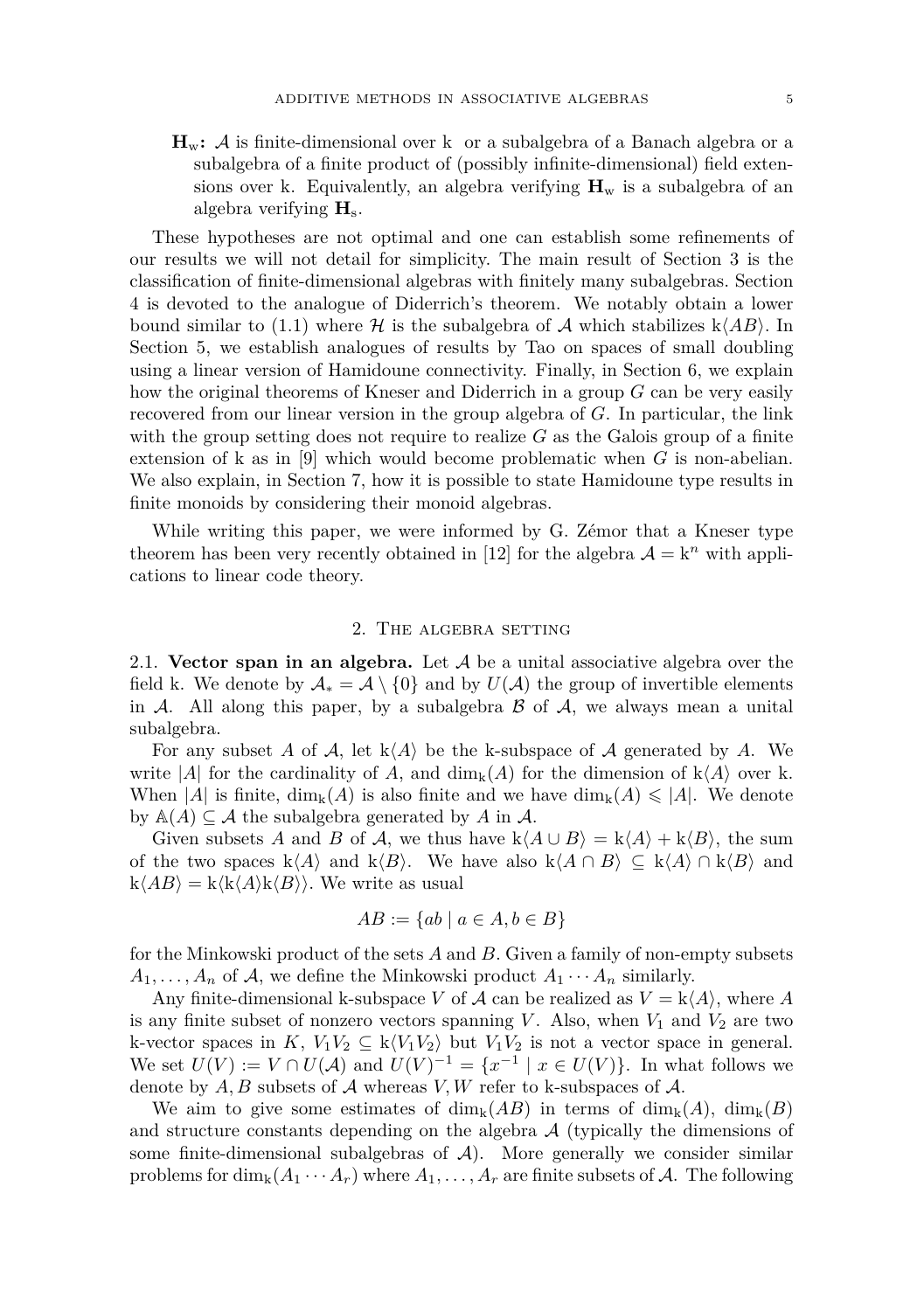**$\mathbf{H}_{\mathrm{w}}$:** $\mathcal{A}$ is finite-dimensional over k or a subalgebra of a Banach algebra or a subalgebra of a finite product of (possibly infinite-dimensional) field extensions over k. Equivalently, an algebra verifying $\mathbf{H}_{\mathrm{w}}$ is a subalgebra of an algebra verifying $\mathbf{H}_{\mathrm{s}}$.

These hypotheses are not optimal and one can establish some refinements of our results we will not detail for simplicity. The main result of Section 3 is the classification of finite-dimensional algebras with finitely many subalgebras. Section 4 is devoted to the analogue of Diderrich's theorem. We notably obtain a lower bound similar to (1.1) where $\mathcal{H}$ is the subalgebra of $\mathcal{A}$ which stabilizes $\mathrm{k}\langle AB\rangle$. In Section 5, we establish analogues of results by Tao on spaces of small doubling using a linear version of Hamidoune connectivity. Finally, in Section 6, we explain how the original theorems of Kneser and Diderrich in a group $G$ can be very easily recovered from our linear version in the group algebra of $G$. In particular, the link with the group setting does not require to realize $G$ as the Galois group of a finite extension of k as in [9] which would become problematic when $G$ is non-abelian. We also explain, in Section 7, how it is possible to state Hamidoune type results in finite monoids by considering their monoid algebras.

While writing this paper, we were informed by G. Zémor that a Kneser type theorem has been very recently obtained in [12] for the algebra $\mathcal{A} = \mathrm{k}^n$ with applications to linear code theory.

## 2. The algebra setting

2.1. **Vector span in an algebra.** Let $\mathcal{A}$ be a unital associative algebra over the field k. We denote by $\mathcal{A}_* = \mathcal{A} \setminus \{0\}$ and by $U(\mathcal{A})$ the group of invertible elements in $\mathcal{A}$. All along this paper, by a subalgebra $\mathcal{B}$ of $\mathcal{A}$, we always mean a unital subalgebra.

For any subset $A$ of $\mathcal{A}$, let $\mathrm{k}\langle A\rangle$ be the k-subspace of $\mathcal{A}$ generated by $A$. We write $|A|$ for the cardinality of $A$, and $\dim_{\mathrm{k}}(A)$ for the dimension of $\mathrm{k}\langle A\rangle$ over k. When $|A|$ is finite, $\dim_{\mathrm{k}}(A)$ is also finite and we have $\dim_{\mathrm{k}}(A) \leqslant |A|$. We denote by $\mathbb{A}(A) \subseteq \mathcal{A}$ the subalgebra generated by $A$ in $\mathcal{A}$.

Given subsets $A$ and $B$ of $\mathcal{A}$, we thus have $\mathrm{k}\langle A \cup B\rangle = \mathrm{k}\langle A\rangle + \mathrm{k}\langle B\rangle$, the sum of the two spaces $\mathrm{k}\langle A\rangle$ and $\mathrm{k}\langle B\rangle$. We have also $\mathrm{k}\langle A \cap B\rangle \subseteq \mathrm{k}\langle A\rangle \cap \mathrm{k}\langle B\rangle$ and $\mathrm{k}\langle AB\rangle = \mathrm{k}\langle \mathrm{k}\langle A\rangle \mathrm{k}\langle B\rangle\rangle$. We write as usual

$$AB := \{ab \mid a \in A, b \in B\}$$

for the Minkowski product of the sets $A$ and $B$. Given a family of non-empty subsets $A_1, \ldots, A_n$ of $\mathcal{A}$, we define the Minkowski product $A_1 \cdots A_n$ similarly.

Any finite-dimensional k-subspace $V$ of $\mathcal{A}$ can be realized as $V = \mathrm{k}\langle A\rangle$, where $A$ is any finite subset of nonzero vectors spanning $V$. Also, when $V_1$ and $V_2$ are two k-vector spaces in $K$, $V_1V_2 \subseteq \mathrm{k}\langle V_1V_2\rangle$ but $V_1V_2$ is not a vector space in general. We set $U(V) := V \cap U(\mathcal{A})$ and $U(V)^{-1} = \{x^{-1} \mid x \in U(V)\}$. In what follows we denote by $A, B$ subsets of $\mathcal{A}$ whereas $V, W$ refer to k-subspaces of $\mathcal{A}$.

We aim to give some estimates of $\dim_{\mathrm{k}}(AB)$ in terms of $\dim_{\mathrm{k}}(A)$, $\dim_{\mathrm{k}}(B)$ and structure constants depending on the algebra $\mathcal{A}$ (typically the dimensions of some finite-dimensional subalgebras of $\mathcal{A}$). More generally we consider similar problems for $\dim_{\mathrm{k}}(A_1 \cdots A_r)$ where $A_1, \ldots, A_r$ are finite subsets of $\mathcal{A}$. The following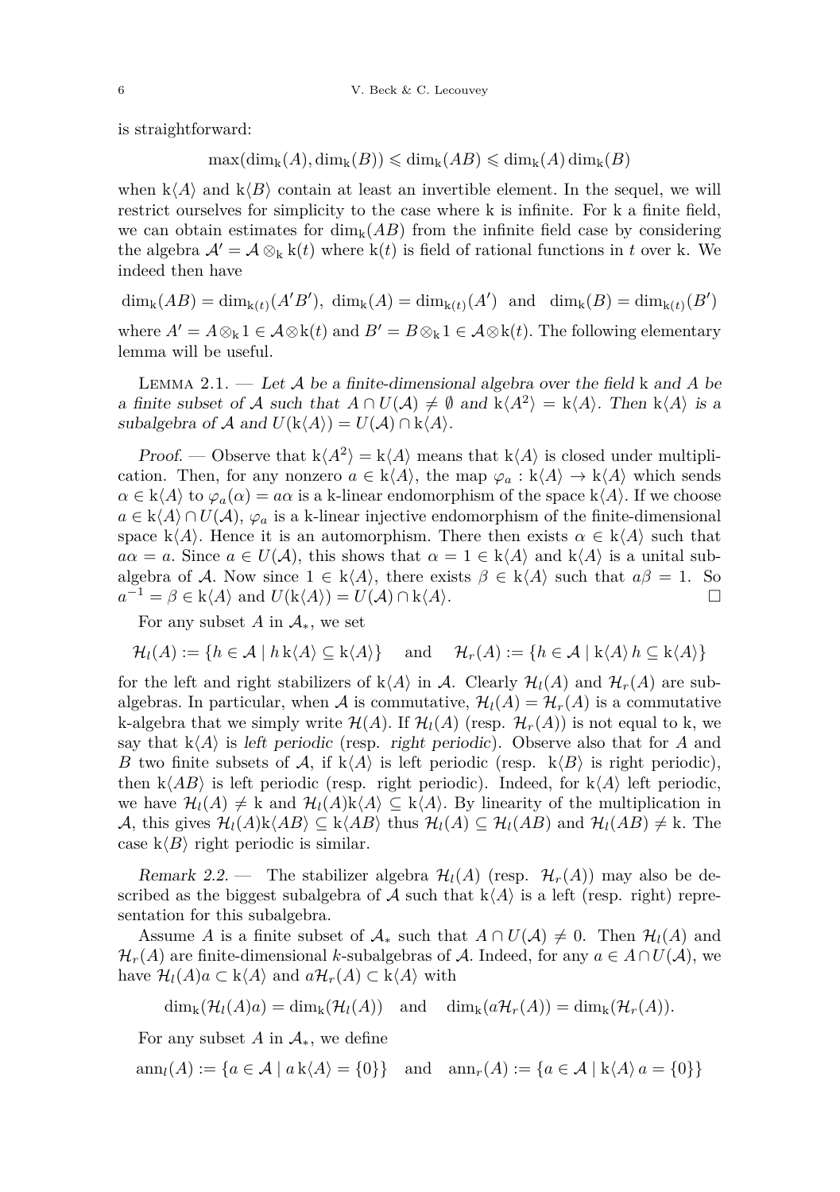is straightforward:

$$\max(\dim_{\mathrm{k}}(A), \dim_{\mathrm{k}}(B)) \leqslant \dim_{\mathrm{k}}(AB) \leqslant \dim_{\mathrm{k}}(A) \dim_{\mathrm{k}}(B)$$

when $\mathrm{k}\langle A\rangle$ and $\mathrm{k}\langle B\rangle$ contain at least an invertible element. In the sequel, we will restrict ourselves for simplicity to the case where k is infinite. For k a finite field, we can obtain estimates for $\dim_{\mathrm{k}}(AB)$ from the infinite field case by considering the algebra $\mathcal{A}' = \mathcal{A} \otimes_{\mathrm{k}} \mathrm{k}(t)$ where $\mathrm{k}(t)$ is field of rational functions in $t$ over k. We indeed then have

$$\dim_{\mathrm{k}}(AB) = \dim_{\mathrm{k}(t)}(A'B'), \ \dim_{\mathrm{k}}(A) = \dim_{\mathrm{k}(t)}(A') \ \text{ and } \ \dim_{\mathrm{k}}(B) = \dim_{\mathrm{k}(t)}(B')$$

where $A' = A \otimes_{\mathrm{k}} 1 \in \mathcal{A} \otimes \mathrm{k}(t)$ and $B' = B \otimes_{\mathrm{k}} 1 \in \mathcal{A} \otimes \mathrm{k}(t)$. The following elementary lemma will be useful.

Lemma 2.1. — *Let $\mathcal{A}$ be a finite-dimensional algebra over the field* k *and $A$ be a finite subset of $\mathcal{A}$ such that $A \cap U(\mathcal{A}) \neq \emptyset$ and $\mathrm{k}\langle A^2\rangle = \mathrm{k}\langle A\rangle$. Then $\mathrm{k}\langle A\rangle$ is a subalgebra of $\mathcal{A}$ and $U(\mathrm{k}\langle A\rangle) = U(\mathcal{A}) \cap \mathrm{k}\langle A\rangle$.*

*Proof*. — Observe that $\mathrm{k}\langle A^2\rangle = \mathrm{k}\langle A\rangle$ means that $\mathrm{k}\langle A\rangle$ is closed under multiplication. Then, for any nonzero $a \in \mathrm{k}\langle A\rangle$, the map $\varphi_a : \mathrm{k}\langle A\rangle \to \mathrm{k}\langle A\rangle$ which sends $\alpha \in \mathrm{k}\langle A\rangle$ to $\varphi_a(\alpha) = a\alpha$ is a k-linear endomorphism of the space $\mathrm{k}\langle A\rangle$. If we choose $a \in \mathrm{k}\langle A\rangle \cap U(\mathcal{A})$, $\varphi_a$ is a k-linear injective endomorphism of the finite-dimensional space $\mathrm{k}\langle A\rangle$. Hence it is an automorphism. There then exists $\alpha \in \mathrm{k}\langle A\rangle$ such that $a\alpha = a$. Since $a \in U(\mathcal{A})$, this shows that $\alpha = 1 \in \mathrm{k}\langle A\rangle$ and $\mathrm{k}\langle A\rangle$ is a unital subalgebra of $\mathcal{A}$. Now since $1 \in \mathrm{k}\langle A\rangle$, there exists $\beta \in \mathrm{k}\langle A\rangle$ such that $a\beta = 1$. So $a^{-1} = \beta \in \mathrm{k}\langle A\rangle$ and $U(\mathrm{k}\langle A\rangle) = U(\mathcal{A}) \cap \mathrm{k}\langle A\rangle$. □

For any subset $A$ in $\mathcal{A}_*$, we set

$$\mathcal{H}_l(A) := \{h \in \mathcal{A} \mid h\,\mathrm{k}\langle A\rangle \subseteq \mathrm{k}\langle A\rangle\} \quad \text{ and } \quad \mathcal{H}_r(A) := \{h \in \mathcal{A} \mid \mathrm{k}\langle A\rangle\, h \subseteq \mathrm{k}\langle A\rangle\}$$

for the left and right stabilizers of $\mathrm{k}\langle A\rangle$ in $\mathcal{A}$. Clearly $\mathcal{H}_l(A)$ and $\mathcal{H}_r(A)$ are subalgebras. In particular, when $\mathcal{A}$ is commutative, $\mathcal{H}_l(A) = \mathcal{H}_r(A)$ is a commutative k-algebra that we simply write $\mathcal{H}(A)$. If $\mathcal{H}_l(A)$ (resp. $\mathcal{H}_r(A)$) is not equal to k, we say that $\mathrm{k}\langle A\rangle$ is *left periodic* (resp. *right periodic*). Observe also that for $A$ and $B$ two finite subsets of $\mathcal{A}$, if $\mathrm{k}\langle A\rangle$ is left periodic (resp. $\mathrm{k}\langle B\rangle$ is right periodic), then $\mathrm{k}\langle AB\rangle$ is left periodic (resp. right periodic). Indeed, for $\mathrm{k}\langle A\rangle$ left periodic, we have $\mathcal{H}_l(A) \neq \mathrm{k}$ and $\mathcal{H}_l(A)\mathrm{k}\langle A\rangle \subseteq \mathrm{k}\langle A\rangle$. By linearity of the multiplication in $\mathcal{A}$, this gives $\mathcal{H}_l(A)\mathrm{k}\langle AB\rangle \subseteq \mathrm{k}\langle AB\rangle$ thus $\mathcal{H}_l(A) \subseteq \mathcal{H}_l(AB)$ and $\mathcal{H}_l(AB) \neq \mathrm{k}$. The case $\mathrm{k}\langle B\rangle$ right periodic is similar.

*Remark 2.2.* — The stabilizer algebra $\mathcal{H}_l(A)$ (resp. $\mathcal{H}_r(A)$) may also be described as the biggest subalgebra of $\mathcal{A}$ such that $\mathrm{k}\langle A\rangle$ is a left (resp. right) representation for this subalgebra.

Assume $A$ is a finite subset of $\mathcal{A}_*$ such that $A \cap U(\mathcal{A}) \neq 0$. Then $\mathcal{H}_l(A)$ and $\mathcal{H}_r(A)$ are finite-dimensional $k$-subalgebras of $\mathcal{A}$. Indeed, for any $a \in A \cap U(\mathcal{A})$, we have $\mathcal{H}_l(A)a \subset \mathrm{k}\langle A\rangle$ and $a\mathcal{H}_r(A) \subset \mathrm{k}\langle A\rangle$ with

$$\dim_{\mathrm{k}}(\mathcal{H}_l(A)a) = \dim_{\mathrm{k}}(\mathcal{H}_l(A)) \quad \text{and} \quad \dim_{\mathrm{k}}(a\mathcal{H}_r(A)) = \dim_{\mathrm{k}}(\mathcal{H}_r(A)).$$

For any subset $A$ in $\mathcal{A}_*$, we define

$$\mathrm{ann}_l(A) := \{a \in \mathcal{A} \mid a\,\mathrm{k}\langle A\rangle = \{0\}\} \quad \text{and} \quad \mathrm{ann}_r(A) := \{a \in \mathcal{A} \mid \mathrm{k}\langle A\rangle\, a = \{0\}\}$$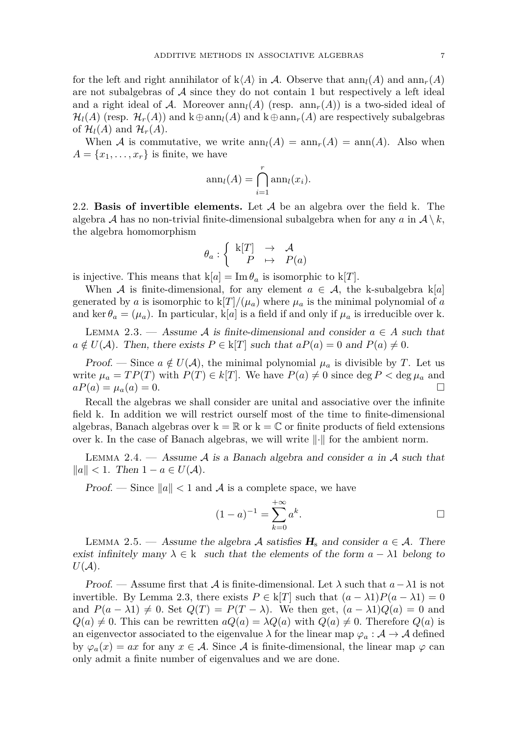for the left and right annihilator of $\mathrm{k}\langle A\rangle$ in $\mathcal{A}$. Observe that $\mathrm{ann}_l(A)$ and $\mathrm{ann}_r(A)$ are not subalgebras of $\mathcal{A}$ since they do not contain 1 but respectively a left ideal and a right ideal of $\mathcal{A}$. Moreover $\mathrm{ann}_l(A)$ (resp. $\mathrm{ann}_r(A)$) is a two-sided ideal of $\mathcal{H}_l(A)$ (resp. $\mathcal{H}_r(A)$) and $\mathrm{k}\oplus\mathrm{ann}_l(A)$ and $\mathrm{k}\oplus\mathrm{ann}_r(A)$ are respectively subalgebras of $\mathcal{H}_l(A)$ and $\mathcal{H}_r(A)$.

When $\mathcal{A}$ is commutative, we write $\mathrm{ann}_l(A) = \mathrm{ann}_r(A) = \mathrm{ann}(A)$. Also when $A = \{x_1, \ldots, x_r\}$ is finite, we have

$$\mathrm{ann}_l(A) = \bigcap_{i=1}^{r} \mathrm{ann}_l(x_i).$$

2.2. **Basis of invertible elements.** Let $\mathcal{A}$ be an algebra over the field k. The algebra $\mathcal{A}$ has no non-trivial finite-dimensional subalgebra when for any $a$ in $\mathcal{A}\setminus k$, the algebra homomorphism

$$\theta_a : \left\{ \begin{array}{ccc} \mathrm{k}[T] & \to & \mathcal{A} \\ P & \mapsto & P(a) \end{array} \right.$$

is injective. This means that $\mathrm{k}[a] = \mathrm{Im}\,\theta_a$ is isomorphic to $\mathrm{k}[T]$.

When $\mathcal{A}$ is finite-dimensional, for any element $a \in \mathcal{A}$, the k-subalgebra $\mathrm{k}[a]$ generated by $a$ is isomorphic to $\mathrm{k}[T]/(\mu_a)$ where $\mu_a$ is the minimal polynomial of $a$ and $\ker\theta_a = (\mu_a)$. In particular, $\mathrm{k}[a]$ is a field if and only if $\mu_a$ is irreducible over k.

Lemma 2.3. — *Assume $\mathcal{A}$ is finite-dimensional and consider $a \in A$ such that $a \notin U(\mathcal{A})$. Then, there exists $P \in \mathrm{k}[T]$ such that $aP(a) = 0$ and $P(a) \neq 0$.*

*Proof.* — Since $a \notin U(\mathcal{A})$, the minimal polynomial $\mu_a$ is divisible by $T$. Let us write $\mu_a = TP(T)$ with $P(T) \in k[T]$. We have $P(a) \neq 0$ since $\deg P < \deg\mu_a$ and $aP(a) = \mu_a(a) = 0$. □

Recall the algebras we shall consider are unital and associative over the infinite field k. In addition we will restrict ourself most of the time to finite-dimensional algebras, Banach algebras over $\mathrm{k} = \mathbb{R}$ or $\mathrm{k} = \mathbb{C}$ or finite products of field extensions over k. In the case of Banach algebras, we will write $\|\cdot\|$ for the ambient norm.

Lemma 2.4. — *Assume $\mathcal{A}$ is a Banach algebra and consider $a$ in $\mathcal{A}$ such that $\|a\| < 1$. Then $1 - a \in U(\mathcal{A})$.*

*Proof.* — Since $\|a\| < 1$ and $\mathcal{A}$ is a complete space, we have

$$(1-a)^{-1} = \sum_{k=0}^{+\infty} a^k.$$

□

Lemma 2.5. — *Assume the algebra $\mathcal{A}$ satisfies $\boldsymbol{H}_{\mathrm{s}}$ and consider $a \in \mathcal{A}$. There exist infinitely many $\lambda \in \mathrm{k}$ such that the elements of the form $a - \lambda 1$ belong to $U(\mathcal{A})$.*

*Proof.* — Assume first that $\mathcal{A}$ is finite-dimensional. Let $\lambda$ such that $a - \lambda 1$ is not invertible. By Lemma 2.3, there exists $P \in \mathrm{k}[T]$ such that $(a - \lambda 1)P(a - \lambda 1) = 0$ and $P(a - \lambda 1) \neq 0$. Set $Q(T) = P(T - \lambda)$. We then get, $(a - \lambda 1)Q(a) = 0$ and $Q(a) \neq 0$. This can be rewritten $aQ(a) = \lambda Q(a)$ with $Q(a) \neq 0$. Therefore $Q(a)$ is an eigenvector associated to the eigenvalue $\lambda$ for the linear map $\varphi_a : \mathcal{A} \to \mathcal{A}$ defined by $\varphi_a(x) = ax$ for any $x \in \mathcal{A}$. Since $\mathcal{A}$ is finite-dimensional, the linear map $\varphi$ can only admit a finite number of eigenvalues and we are done.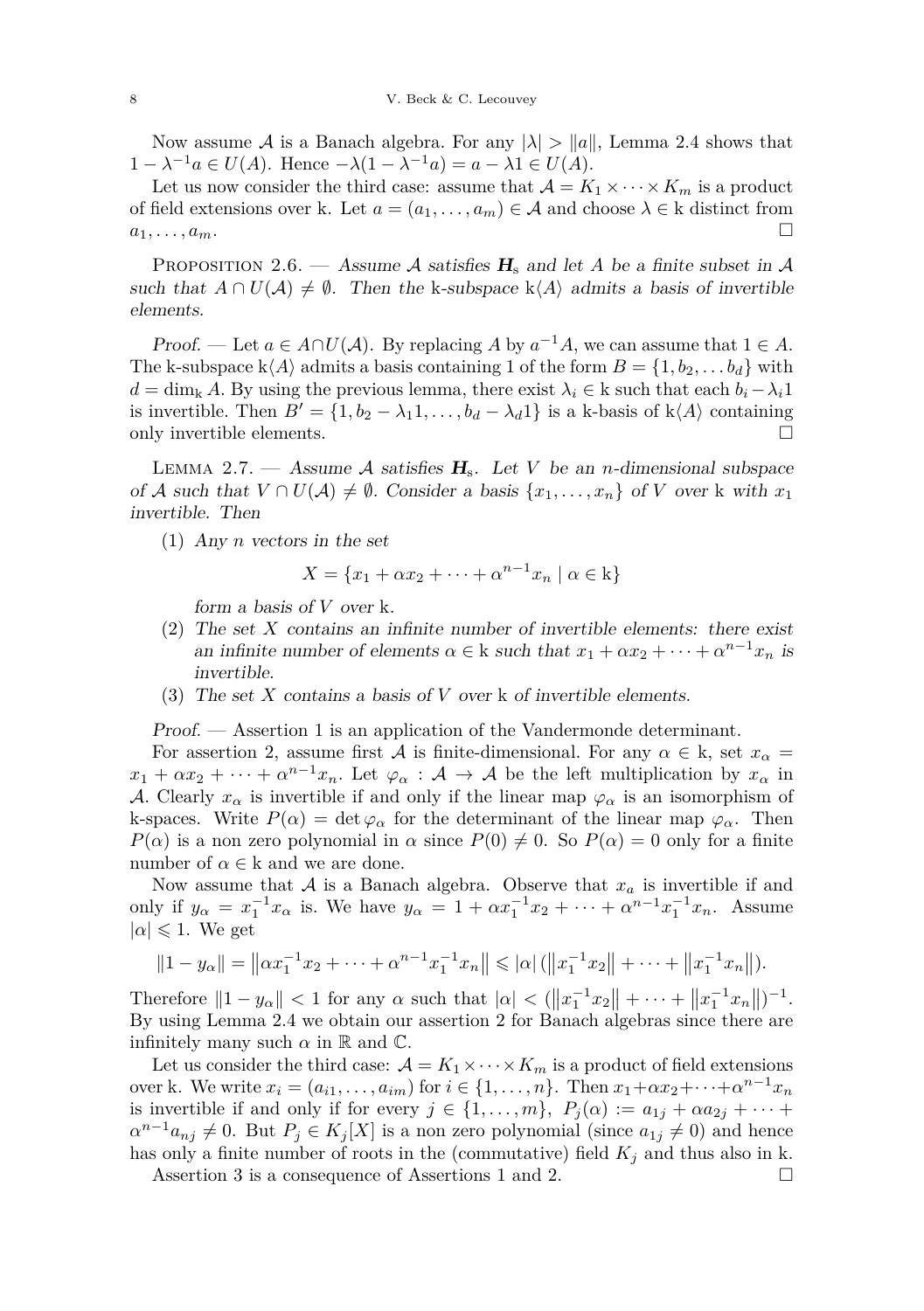Now assume $\mathcal{A}$ is a Banach algebra. For any $|\lambda| > \|a\|$, Lemma 2.4 shows that $1 - \lambda^{-1}a \in U(A)$. Hence $-\lambda(1 - \lambda^{-1}a) = a - \lambda 1 \in U(A)$.

Let us now consider the third case: assume that $\mathcal{A} = K_1 \times \cdots \times K_m$ is a product of field extensions over k. Let $a = (a_1, \ldots, a_m) \in \mathcal{A}$ and choose $\lambda \in$ k distinct from $a_1, \ldots, a_m$. □

Proposition 2.6. — *Assume $\mathcal{A}$ satisfies $\boldsymbol{H}_{\mathrm{s}}$ and let $A$ be a finite subset in $\mathcal{A}$ such that $A \cap U(\mathcal{A}) \neq \emptyset$. Then the k-subspace $\mathrm{k}\langle A\rangle$ admits a basis of invertible elements.*

*Proof.* — Let $a \in A \cap U(\mathcal{A})$. By replacing $A$ by $a^{-1}A$, we can assume that $1 \in A$. The k-subspace $\mathrm{k}\langle A\rangle$ admits a basis containing 1 of the form $B = \{1, b_2, \ldots b_d\}$ with $d = \dim_{\mathrm{k}} A$. By using the previous lemma, there exist $\lambda_i \in$ k such that each $b_i - \lambda_i 1$ is invertible. Then $B' = \{1, b_2 - \lambda_1 1, \ldots, b_d - \lambda_d 1\}$ is a k-basis of $\mathrm{k}\langle A\rangle$ containing only invertible elements. □

Lemma 2.7. — *Assume $\mathcal{A}$ satisfies $\boldsymbol{H}_{\mathrm{s}}$. Let $V$ be an $n$-dimensional subspace of $\mathcal{A}$ such that $V \cap U(\mathcal{A}) \neq \emptyset$. Consider a basis $\{x_1, \ldots, x_n\}$ of $V$ over k with $x_1$ invertible. Then*

(1) *Any $n$ vectors in the set*
$$X = \{x_1 + \alpha x_2 + \cdots + \alpha^{n-1} x_n \mid \alpha \in \mathrm{k}\}$$
*form a basis of $V$ over k.*

(2) *The set $X$ contains an infinite number of invertible elements: there exist an infinite number of elements $\alpha \in$ k such that $x_1 + \alpha x_2 + \cdots + \alpha^{n-1} x_n$ is invertible.*

(3) *The set $X$ contains a basis of $V$ over k of invertible elements.*

*Proof.* — Assertion 1 is an application of the Vandermonde determinant.

For assertion 2, assume first $\mathcal{A}$ is finite-dimensional. For any $\alpha \in$ k, set $x_\alpha = x_1 + \alpha x_2 + \cdots + \alpha^{n-1} x_n$. Let $\varphi_\alpha : \mathcal{A} \to \mathcal{A}$ be the left multiplication by $x_\alpha$ in $\mathcal{A}$. Clearly $x_\alpha$ is invertible if and only if the linear map $\varphi_\alpha$ is an isomorphism of k-spaces. Write $P(\alpha) = \det \varphi_\alpha$ for the determinant of the linear map $\varphi_\alpha$. Then $P(\alpha)$ is a non zero polynomial in $\alpha$ since $P(0) \neq 0$. So $P(\alpha) = 0$ only for a finite number of $\alpha \in$ k and we are done.

Now assume that $\mathcal{A}$ is a Banach algebra. Observe that $x_a$ is invertible if and only if $y_\alpha = x_1^{-1} x_\alpha$ is. We have $y_\alpha = 1 + \alpha x_1^{-1} x_2 + \cdots + \alpha^{n-1} x_1^{-1} x_n$. Assume $|\alpha| \leqslant 1$. We get
$$\|1 - y_\alpha\| = \left\|\alpha x_1^{-1} x_2 + \cdots + \alpha^{n-1} x_1^{-1} x_n\right\| \leqslant |\alpha| \left(\left\|x_1^{-1} x_2\right\| + \cdots + \left\|x_1^{-1} x_n\right\|\right).$$
Therefore $\|1 - y_\alpha\| < 1$ for any $\alpha$ such that $|\alpha| < \left(\left\|x_1^{-1} x_2\right\| + \cdots + \left\|x_1^{-1} x_n\right\|\right)^{-1}$. By using Lemma 2.4 we obtain our assertion 2 for Banach algebras since there are infinitely many such $\alpha$ in $\mathbb{R}$ and $\mathbb{C}$.

Let us consider the third case: $\mathcal{A} = K_1 \times \cdots \times K_m$ is a product of field extensions over k. We write $x_i = (a_{i1}, \ldots, a_{im})$ for $i \in \{1, \ldots, n\}$. Then $x_1 + \alpha x_2 + \cdots + \alpha^{n-1} x_n$ is invertible if and only if for every $j \in \{1, \ldots, m\}$, $P_j(\alpha) := a_{1j} + \alpha a_{2j} + \cdots + \alpha^{n-1} a_{nj} \neq 0$. But $P_j \in K_j[X]$ is a non zero polynomial (since $a_{1j} \neq 0$) and hence has only a finite number of roots in the (commutative) field $K_j$ and thus also in k.

Assertion 3 is a consequence of Assertions 1 and 2. □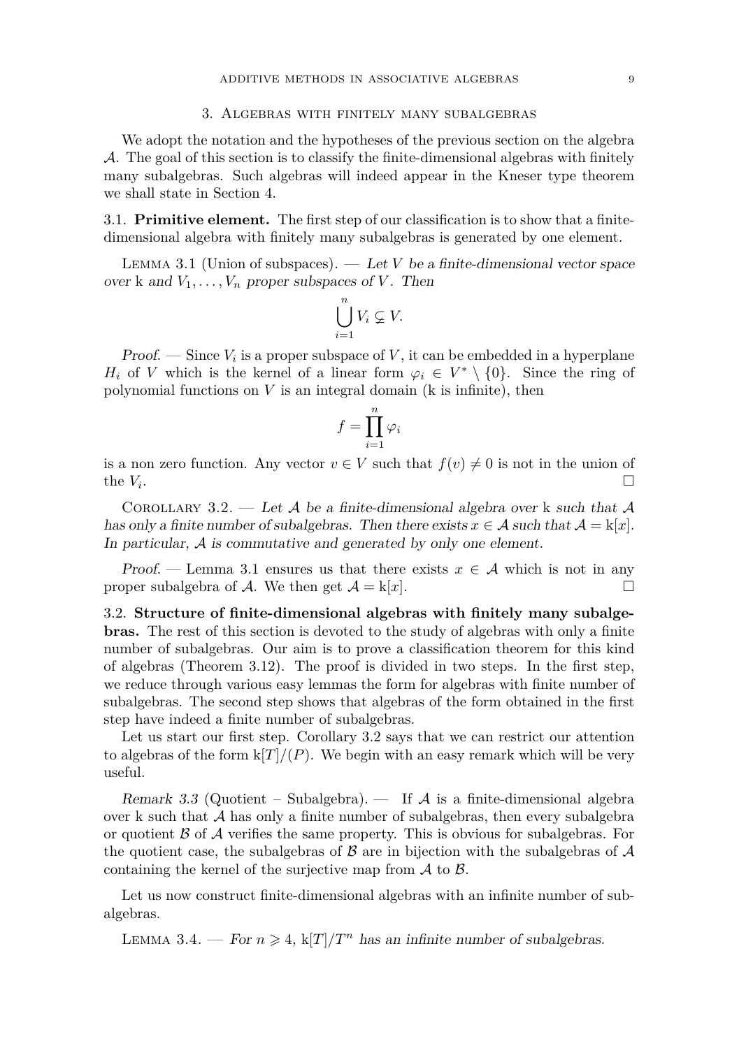## 3. Algebras with finitely many subalgebras

We adopt the notation and the hypotheses of the previous section on the algebra $\mathcal{A}$. The goal of this section is to classify the finite-dimensional algebras with finitely many subalgebras. Such algebras will indeed appear in the Kneser type theorem we shall state in Section 4.

### 3.1. **Primitive element.**

The first step of our classification is to show that a finite-dimensional algebra with finitely many subalgebras is generated by one element.

Lemma 3.1 (Union of subspaces). — *Let $V$ be a finite-dimensional vector space over* k *and $V_1, \dots, V_n$ proper subspaces of $V$. Then*

$$\bigcup_{i=1}^{n} V_i \subsetneq V.$$

*Proof.* — Since $V_i$ is a proper subspace of $V$, it can be embedded in a hyperplane $H_i$ of $V$ which is the kernel of a linear form $\varphi_i \in V^* \setminus \{0\}$. Since the ring of polynomial functions on $V$ is an integral domain (k is infinite), then

$$f = \prod_{i=1}^{n} \varphi_i$$

is a non zero function. Any vector $v \in V$ such that $f(v) \neq 0$ is not in the union of the $V_i$. □

Corollary 3.2. — *Let $\mathcal{A}$ be a finite-dimensional algebra over* k *such that $\mathcal{A}$ has only a finite number of subalgebras. Then there exists $x \in \mathcal{A}$ such that $\mathcal{A} = \mathrm{k}[x]$. In particular, $\mathcal{A}$ is commutative and generated by only one element.*

*Proof.* — Lemma 3.1 ensures us that there exists $x \in \mathcal{A}$ which is not in any proper subalgebra of $\mathcal{A}$. We then get $\mathcal{A} = \mathrm{k}[x]$. □

### 3.2. **Structure of finite-dimensional algebras with finitely many subalgebras.**

The rest of this section is devoted to the study of algebras with only a finite number of subalgebras. Our aim is to prove a classification theorem for this kind of algebras (Theorem 3.12). The proof is divided in two steps. In the first step, we reduce through various easy lemmas the form for algebras with finite number of subalgebras. The second step shows that algebras of the form obtained in the first step have indeed a finite number of subalgebras.

Let us start our first step. Corollary 3.2 says that we can restrict our attention to algebras of the form $\mathrm{k}[T]/(P)$. We begin with an easy remark which will be very useful.

*Remark 3.3* (Quotient – Subalgebra). — If $\mathcal{A}$ is a finite-dimensional algebra over k such that $\mathcal{A}$ has only a finite number of subalgebras, then every subalgebra or quotient $\mathcal{B}$ of $\mathcal{A}$ verifies the same property. This is obvious for subalgebras. For the quotient case, the subalgebras of $\mathcal{B}$ are in bijection with the subalgebras of $\mathcal{A}$ containing the kernel of the surjective map from $\mathcal{A}$ to $\mathcal{B}$.

Let us now construct finite-dimensional algebras with an infinite number of subalgebras.

Lemma 3.4. — *For $n \geqslant 4$, $\mathrm{k}[T]/T^n$ has an infinite number of subalgebras.*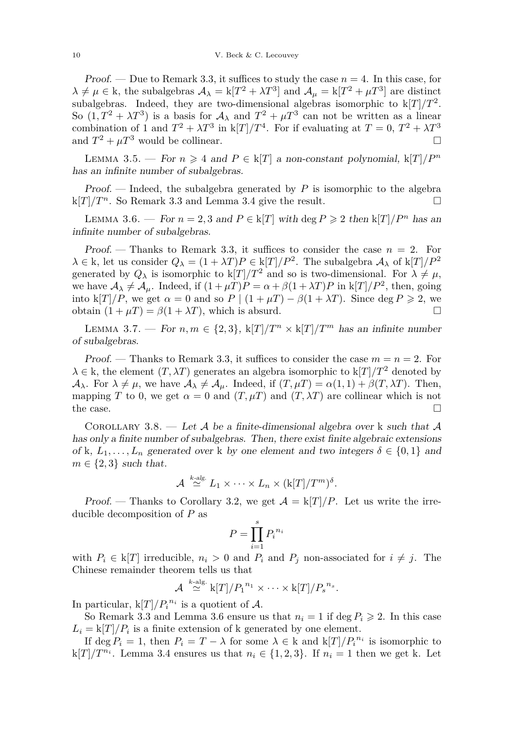*Proof.* — Due to Remark 3.3, it suffices to study the case $n = 4$. In this case, for $\lambda \neq \mu \in \mathrm{k}$, the subalgebras $\mathcal{A}_\lambda = \mathrm{k}[T^2 + \lambda T^3]$ and $\mathcal{A}_\mu = \mathrm{k}[T^2 + \mu T^3]$ are distinct subalgebras. Indeed, they are two-dimensional algebras isomorphic to $\mathrm{k}[T]/T^2$. So $(1, T^2 + \lambda T^3)$ is a basis for $\mathcal{A}_\lambda$ and $T^2 + \mu T^3$ can not be written as a linear combination of 1 and $T^2 + \lambda T^3$ in $\mathrm{k}[T]/T^4$. For if evaluating at $T = 0$, $T^2 + \lambda T^3$ and $T^2 + \mu T^3$ would be collinear. □

Lemma 3.5. — *For $n \geqslant 4$ and $P \in \mathrm{k}[T]$ a non-constant polynomial, $\mathrm{k}[T]/P^n$ has an infinite number of subalgebras.*

*Proof.* — Indeed, the subalgebra generated by $P$ is isomorphic to the algebra $\mathrm{k}[T]/T^n$. So Remark 3.3 and Lemma 3.4 give the result. □

Lemma 3.6. — *For $n = 2, 3$ and $P \in \mathrm{k}[T]$ with $\deg P \geqslant 2$ then $\mathrm{k}[T]/P^n$ has an infinite number of subalgebras.*

*Proof.* — Thanks to Remark 3.3, it suffices to consider the case $n = 2$. For $\lambda \in \mathrm{k}$, let us consider $Q_\lambda = (1 + \lambda T)P \in \mathrm{k}[T]/P^2$. The subalgebra $\mathcal{A}_\lambda$ of $\mathrm{k}[T]/P^2$ generated by $Q_\lambda$ is isomorphic to $\mathrm{k}[T]/T^2$ and so is two-dimensional. For $\lambda \neq \mu$, we have $\mathcal{A}_\lambda \neq \mathcal{A}_\mu$. Indeed, if $(1 + \mu T)P = \alpha + \beta(1 + \lambda T)P$ in $\mathrm{k}[T]/P^2$, then, going into $\mathrm{k}[T]/P$, we get $\alpha = 0$ and so $P \mid (1 + \mu T) - \beta(1 + \lambda T)$. Since $\deg P \geqslant 2$, we obtain $(1 + \mu T) = \beta(1 + \lambda T)$, which is absurd. □

Lemma 3.7. — *For $n, m \in \{2, 3\}$, $\mathrm{k}[T]/T^n \times \mathrm{k}[T]/T^m$ has an infinite number of subalgebras.*

*Proof.* — Thanks to Remark 3.3, it suffices to consider the case $m = n = 2$. For $\lambda \in \mathrm{k}$, the element $(T, \lambda T)$ generates an algebra isomorphic to $\mathrm{k}[T]/T^2$ denoted by $\mathcal{A}_\lambda$. For $\lambda \neq \mu$, we have $\mathcal{A}_\lambda \neq \mathcal{A}_\mu$. Indeed, if $(T, \mu T) = \alpha(1, 1) + \beta(T, \lambda T)$. Then, mapping $T$ to 0, we get $\alpha = 0$ and $(T, \mu T)$ and $(T, \lambda T)$ are collinear which is not the case. □

Corollary 3.8. — *Let $\mathcal{A}$ be a finite-dimensional algebra over $\mathrm{k}$ such that $\mathcal{A}$ has only a finite number of subalgebras. Then, there exist finite algebraic extensions of $\mathrm{k}$, $L_1, \ldots, L_n$ generated over $\mathrm{k}$ by one element and two integers $\delta \in \{0, 1\}$ and $m \in \{2, 3\}$ such that.*

$$\mathcal{A} \overset{k\text{-alg.}}{\simeq} L_1 \times \cdots \times L_n \times (\mathrm{k}[T]/T^m)^\delta.$$

*Proof.* — Thanks to Corollary 3.2, we get $\mathcal{A} = \mathrm{k}[T]/P$. Let us write the irreducible decomposition of $P$ as

$$P = \prod_{i=1}^{s} {P_i}^{n_i}$$

with $P_i \in \mathrm{k}[T]$ irreducible, $n_i > 0$ and $P_i$ and $P_j$ non-associated for $i \neq j$. The Chinese remainder theorem tells us that

$$\mathcal{A} \overset{k\text{-alg.}}{\simeq} \mathrm{k}[T]/{P_1}^{n_1} \times \cdots \times \mathrm{k}[T]/{P_s}^{n_s}.$$

In particular, $\mathrm{k}[T]/{P_i}^{n_i}$ is a quotient of $\mathcal{A}$.

So Remark 3.3 and Lemma 3.6 ensure us that $n_i = 1$ if $\deg P_i \geqslant 2$. In this case $L_i = \mathrm{k}[T]/P_i$ is a finite extension of $\mathrm{k}$ generated by one element.

If $\deg P_i = 1$, then $P_i = T - \lambda$ for some $\lambda \in \mathrm{k}$ and $\mathrm{k}[T]/{P_i}^{n_i}$ is isomorphic to $\mathrm{k}[T]/T^{n_i}$. Lemma 3.4 ensures us that $n_i \in \{1, 2, 3\}$. If $n_i = 1$ then we get $\mathrm{k}$. Let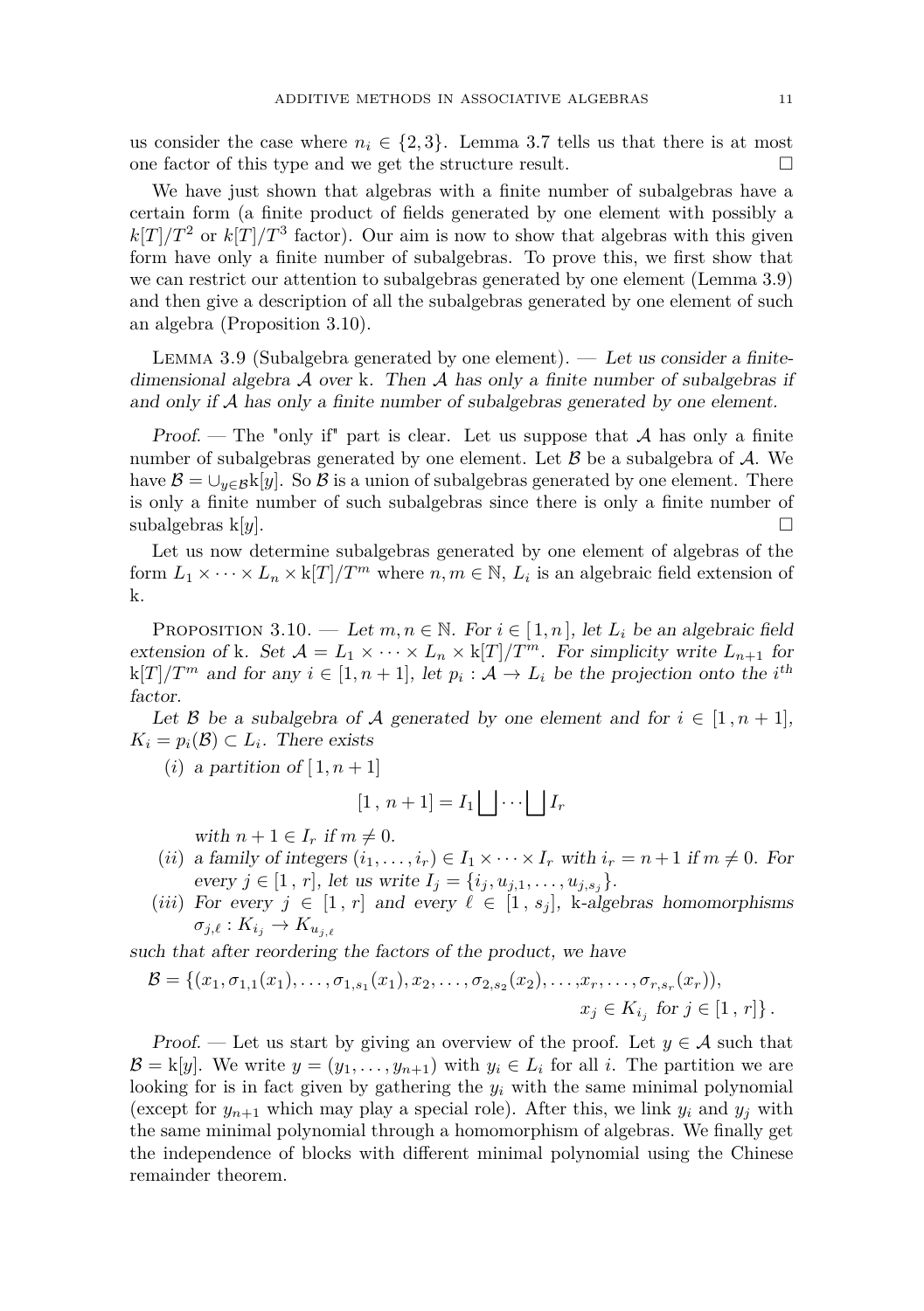us consider the case where $n_i \in \{2, 3\}$. Lemma 3.7 tells us that there is at most one factor of this type and we get the structure result. □

We have just shown that algebras with a finite number of subalgebras have a certain form (a finite product of fields generated by one element with possibly a $k[T]/T^2$ or $k[T]/T^3$ factor). Our aim is now to show that algebras with this given form have only a finite number of subalgebras. To prove this, we first show that we can restrict our attention to subalgebras generated by one element (Lemma 3.9) and then give a description of all the subalgebras generated by one element of such an algebra (Proposition 3.10).

Lemma 3.9 (Subalgebra generated by one element). — *Let us consider a finite-dimensional algebra $\mathcal{A}$ over $\mathrm{k}$. Then $\mathcal{A}$ has only a finite number of subalgebras if and only if $\mathcal{A}$ has only a finite number of subalgebras generated by one element.*

*Proof.* — The "only if" part is clear. Let us suppose that $\mathcal{A}$ has only a finite number of subalgebras generated by one element. Let $\mathcal{B}$ be a subalgebra of $\mathcal{A}$. We have $\mathcal{B} = \cup_{y \in \mathcal{B}} \mathrm{k}[y]$. So $\mathcal{B}$ is a union of subalgebras generated by one element. There is only a finite number of such subalgebras since there is only a finite number of subalgebras $\mathrm{k}[y]$. □

Let us now determine subalgebras generated by one element of algebras of the form $L_1 \times \cdots \times L_n \times \mathrm{k}[T]/T^m$ where $n, m \in \mathbb{N}$, $L_i$ is an algebraic field extension of $\mathrm{k}$.

Proposition 3.10. — *Let $m, n \in \mathbb{N}$. For $i \in [1, n]$, let $L_i$ be an algebraic field extension of $\mathrm{k}$. Set $\mathcal{A} = L_1 \times \cdots \times L_n \times \mathrm{k}[T]/T^m$. For simplicity write $L_{n+1}$ for $\mathrm{k}[T]/T^m$ and for any $i \in [1, n+1]$, let $p_i : \mathcal{A} \to L_i$ be the projection onto the $i^{th}$ factor.*

*Let $\mathcal{B}$ be a subalgebra of $\mathcal{A}$ generated by one element and for $i \in [1, n+1]$, $K_i = p_i(\mathcal{B}) \subset L_i$. There exists*

(*i*) *a partition of $[1, n+1]$*

$$[1\,,\, n+1] = I_1 \bigsqcup \cdots \bigsqcup I_r$$

*with $n+1 \in I_r$ if $m \neq 0$.*

(*ii*) *a family of integers $(i_1, \ldots, i_r) \in I_1 \times \cdots \times I_r$ with $i_r = n+1$ if $m \neq 0$. For every $j \in [1\,,\, r]$, let us write $I_j = \{i_j, u_{j,1}, \ldots, u_{j,s_j}\}$.*

(*iii*) *For every $j \in [1\,,\, r]$ and every $\ell \in [1\,,\, s_j]$, $\mathrm{k}$-algebras homomorphisms $\sigma_{j,\ell} : K_{i_j} \to K_{u_{j,\ell}}$*

*such that after reordering the factors of the product, we have*

$$\mathcal{B} = \{(x_1, \sigma_{1,1}(x_1), \ldots, \sigma_{1,s_1}(x_1), x_2, \ldots, \sigma_{2,s_2}(x_2), \ldots, x_r, \ldots, \sigma_{r,s_r}(x_r)),$$
$$x_j \in K_{i_j} \text{ for } j \in [1\,,\, r]\}\,.$$

*Proof.* — Let us start by giving an overview of the proof. Let $y \in \mathcal{A}$ such that $\mathcal{B} = \mathrm{k}[y]$. We write $y = (y_1, \ldots, y_{n+1})$ with $y_i \in L_i$ for all $i$. The partition we are looking for is in fact given by gathering the $y_i$ with the same minimal polynomial (except for $y_{n+1}$ which may play a special role). After this, we link $y_i$ and $y_j$ with the same minimal polynomial through a homomorphism of algebras. We finally get the independence of blocks with different minimal polynomial using the Chinese remainder theorem.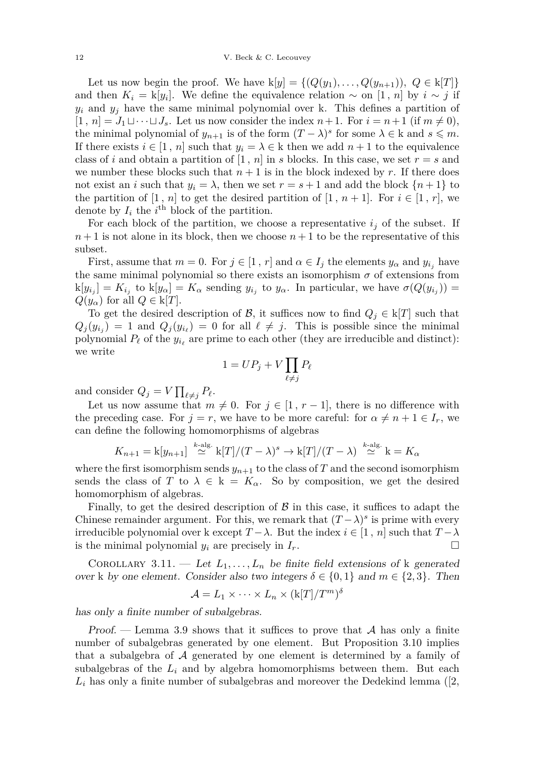Let us now begin the proof. We have $\mathrm{k}[y] = \{(Q(y_1), \dots, Q(y_{n+1})),\ Q \in \mathrm{k}[T]\}$ and then $K_i = \mathrm{k}[y_i]$. We define the equivalence relation $\sim$ on $[1\,,\,n]$ by $i \sim j$ if $y_i$ and $y_j$ have the same minimal polynomial over k. This defines a partition of $[1\,,\,n] = J_1 \sqcup \dots \sqcup J_s$. Let us now consider the index $n+1$. For $i = n+1$ (if $m \neq 0$), the minimal polynomial of $y_{n+1}$ is of the form $(T-\lambda)^s$ for some $\lambda \in \mathrm{k}$ and $s \leqslant m$. If there exists $i \in [1\,,\,n]$ such that $y_i = \lambda \in \mathrm{k}$ then we add $n+1$ to the equivalence class of $i$ and obtain a partition of $[1\,,\,n]$ in $s$ blocks. In this case, we set $r = s$ and we number these blocks such that $n+1$ is in the block indexed by $r$. If there does not exist an $i$ such that $y_i = \lambda$, then we set $r = s+1$ and add the block $\{n+1\}$ to the partition of $[1\,,\,n]$ to get the desired partition of $[1\,,\,n+1]$. For $i \in [1\,,\,r]$, we denote by $I_i$ the $i^{\text{th}}$ block of the partition.

For each block of the partition, we choose a representative $i_j$ of the subset. If $n+1$ is not alone in its block, then we choose $n+1$ to be the representative of this subset.

First, assume that $m = 0$. For $j \in [1\,,\,r]$ and $\alpha \in I_j$ the elements $y_\alpha$ and $y_{i_j}$ have the same minimal polynomial so there exists an isomorphism $\sigma$ of extensions from $\mathrm{k}[y_{i_j}] = K_{i_j}$ to $\mathrm{k}[y_\alpha] = K_\alpha$ sending $y_{i_j}$ to $y_\alpha$. In particular, we have $\sigma(Q(y_{i_j})) = Q(y_\alpha)$ for all $Q \in \mathrm{k}[T]$.

To get the desired description of $\mathcal{B}$, it suffices now to find $Q_j \in \mathrm{k}[T]$ such that $Q_j(y_{i_j}) = 1$ and $Q_j(y_{i_\ell}) = 0$ for all $\ell \neq j$. This is possible since the minimal polynomial $P_\ell$ of the $y_{i_\ell}$ are prime to each other (they are irreducible and distinct): we write

$$1 = UP_j + V \prod_{\ell \neq j} P_\ell$$

and consider $Q_j = V \prod_{\ell \neq j} P_\ell$.

Let us now assume that $m \neq 0$. For $j \in [1\,,\,r-1]$, there is no difference with the preceding case. For $j = r$, we have to be more careful: for $\alpha \neq n+1 \in I_r$, we can define the following homomorphisms of algebras

$$K_{n+1} = \mathrm{k}[y_{n+1}] \overset{k\text{-alg.}}{\simeq} \mathrm{k}[T]/(T-\lambda)^s \to \mathrm{k}[T]/(T-\lambda) \overset{k\text{-alg.}}{\simeq} \mathrm{k} = K_\alpha$$

where the first isomorphism sends $y_{n+1}$ to the class of $T$ and the second isomorphism sends the class of $T$ to $\lambda \in \mathrm{k} = K_\alpha$. So by composition, we get the desired homomorphism of algebras.

Finally, to get the desired description of $\mathcal{B}$ in this case, it suffices to adapt the Chinese remainder argument. For this, we remark that $(T-\lambda)^s$ is prime with every irreducible polynomial over k except $T-\lambda$. But the index $i \in [1\,,\,n]$ such that $T-\lambda$ is the minimal polynomial $y_i$ are precisely in $I_r$. □

Corollary 3.11. — *Let $L_1, \dots, L_n$ be finite field extensions of* k *generated over* k *by one element. Consider also two integers $\delta \in \{0,1\}$ and $m \in \{2,3\}$. Then*

$$\mathcal{A} = L_1 \times \dots \times L_n \times (\mathrm{k}[T]/T^m)^\delta$$

*has only a finite number of subalgebras.*

*Proof.* — Lemma 3.9 shows that it suffices to prove that $\mathcal{A}$ has only a finite number of subalgebras generated by one element. But Proposition 3.10 implies that a subalgebra of $\mathcal{A}$ generated by one element is determined by a family of subalgebras of the $L_i$ and by algebra homomorphisms between them. But each $L_i$ has only a finite number of subalgebras and moreover the Dedekind lemma ([2,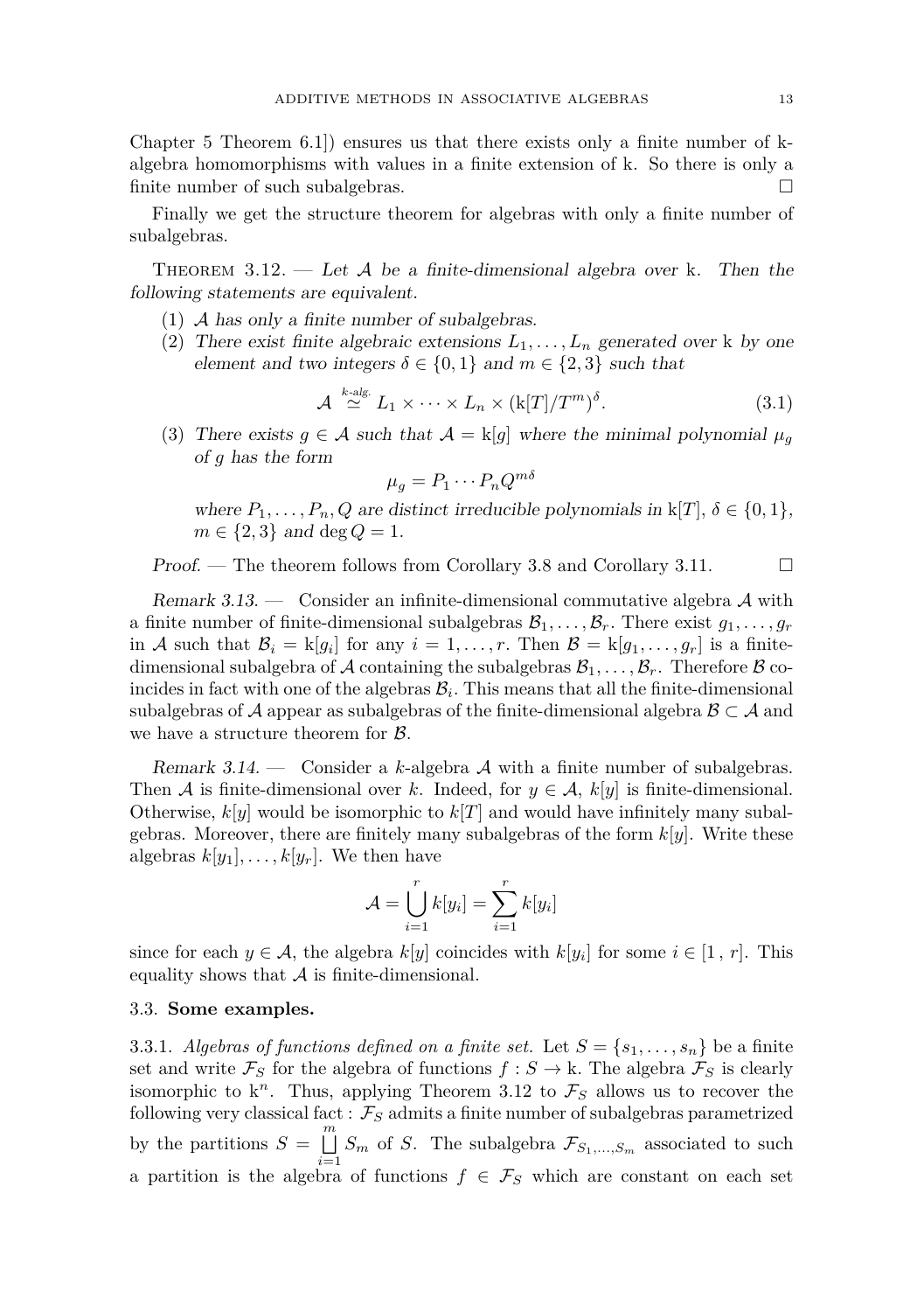Chapter 5 Theorem 6.1]) ensures us that there exists only a finite number of k-algebra homomorphisms with values in a finite extension of k. So there is only a finite number of such subalgebras. □

Finally we get the structure theorem for algebras with only a finite number of subalgebras.

Theorem 3.12. — *Let $\mathcal{A}$ be a finite-dimensional algebra over* k*. Then the following statements are equivalent.*

1. *$\mathcal{A}$ has only a finite number of subalgebras.*
2. *There exist finite algebraic extensions $L_1, \ldots, L_n$ generated over* k *by one element and two integers $\delta \in \{0,1\}$ and $m \in \{2,3\}$ such that*
$$\mathcal{A} \overset{k\text{-alg.}}{\simeq} L_1 \times \cdots \times L_n \times (\mathrm{k}[T]/T^m)^{\delta}. \tag{3.1}$$
3. *There exists $g \in \mathcal{A}$ such that $\mathcal{A} = \mathrm{k}[g]$ where the minimal polynomial $\mu_g$ of $g$ has the form*
$$\mu_g = P_1 \cdots P_n Q^{m\delta}$$
*where $P_1, \ldots, P_n, Q$ are distinct irreducible polynomials in $\mathrm{k}[T]$, $\delta \in \{0,1\}$, $m \in \{2,3\}$ and $\deg Q = 1$.*

*Proof.* — The theorem follows from Corollary 3.8 and Corollary 3.11. □

*Remark 3.13.* — Consider an infinite-dimensional commutative algebra $\mathcal{A}$ with a finite number of finite-dimensional subalgebras $\mathcal{B}_1, \ldots, \mathcal{B}_r$. There exist $g_1, \ldots, g_r$ in $\mathcal{A}$ such that $\mathcal{B}_i = \mathrm{k}[g_i]$ for any $i = 1, \ldots, r$. Then $\mathcal{B} = \mathrm{k}[g_1, \ldots, g_r]$ is a finite-dimensional subalgebra of $\mathcal{A}$ containing the subalgebras $\mathcal{B}_1, \ldots, \mathcal{B}_r$. Therefore $\mathcal{B}$ coincides in fact with one of the algebras $\mathcal{B}_i$. This means that all the finite-dimensional subalgebras of $\mathcal{A}$ appear as subalgebras of the finite-dimensional algebra $\mathcal{B} \subset \mathcal{A}$ and we have a structure theorem for $\mathcal{B}$.

*Remark 3.14.* — Consider a $k$-algebra $\mathcal{A}$ with a finite number of subalgebras. Then $\mathcal{A}$ is finite-dimensional over $k$. Indeed, for $y \in \mathcal{A}$, $k[y]$ is finite-dimensional. Otherwise, $k[y]$ would be isomorphic to $k[T]$ and would have infinitely many subalgebras. Moreover, there are finitely many subalgebras of the form $k[y]$. Write these algebras $k[y_1], \ldots, k[y_r]$. We then have
$$\mathcal{A} = \bigcup_{i=1}^{r} k[y_i] = \sum_{i=1}^{r} k[y_i]$$
since for each $y \in \mathcal{A}$, the algebra $k[y]$ coincides with $k[y_i]$ for some $i \in [1\,,\,r]$. This equality shows that $\mathcal{A}$ is finite-dimensional.

### 3.3. Some examples.

3.3.1. *Algebras of functions defined on a finite set.* Let $S = \{s_1, \ldots, s_n\}$ be a finite set and write $\mathcal{F}_S$ for the algebra of functions $f : S \to \mathrm{k}$. The algebra $\mathcal{F}_S$ is clearly isomorphic to $\mathrm{k}^n$. Thus, applying Theorem 3.12 to $\mathcal{F}_S$ allows us to recover the following very classical fact : $\mathcal{F}_S$ admits a finite number of subalgebras parametrized by the partitions $S = \bigsqcup_{i=1}^{m} S_m$ of $S$. The subalgebra $\mathcal{F}_{S_1,\ldots,S_m}$ associated to such a partition is the algebra of functions $f \in \mathcal{F}_S$ which are constant on each set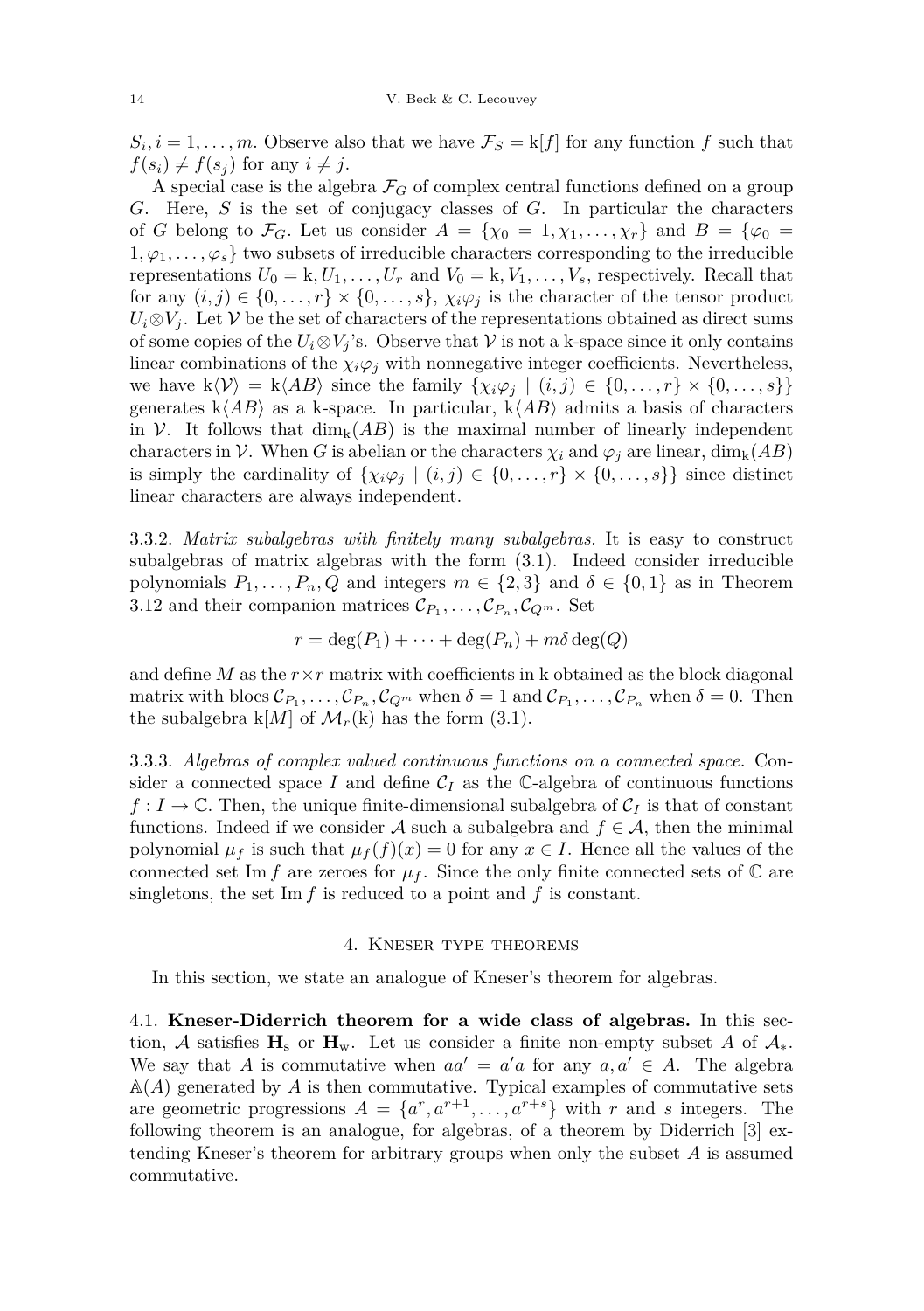$S_i, i = 1, \dots, m$. Observe also that we have $\mathcal{F}_S = \mathrm{k}[f]$ for any function $f$ such that $f(s_i) \neq f(s_j)$ for any $i \neq j$.

A special case is the algebra $\mathcal{F}_G$ of complex central functions defined on a group $G$. Here, $S$ is the set of conjugacy classes of $G$. In particular the characters of $G$ belong to $\mathcal{F}_G$. Let us consider $A = \{\chi_0 = 1, \chi_1, \dots, \chi_r\}$ and $B = \{\varphi_0 = 1, \varphi_1, \dots, \varphi_s\}$ two subsets of irreducible characters corresponding to the irreducible representations $U_0 = \mathrm{k}, U_1, \dots, U_r$ and $V_0 = \mathrm{k}, V_1, \dots, V_s$, respectively. Recall that for any $(i,j) \in \{0, \dots, r\} \times \{0, \dots, s\}$, $\chi_i \varphi_j$ is the character of the tensor product $U_i \otimes V_j$. Let $\mathcal{V}$ be the set of characters of the representations obtained as direct sums of some copies of the $U_i \otimes V_j$'s. Observe that $\mathcal{V}$ is not a k-space since it only contains linear combinations of the $\chi_i \varphi_j$ with nonnegative integer coefficients. Nevertheless, we have $\mathrm{k}\langle \mathcal{V} \rangle = \mathrm{k}\langle AB \rangle$ since the family $\{\chi_i \varphi_j \mid (i,j) \in \{0, \dots, r\} \times \{0, \dots, s\}\}$ generates $\mathrm{k}\langle AB \rangle$ as a k-space. In particular, $\mathrm{k}\langle AB \rangle$ admits a basis of characters in $\mathcal{V}$. It follows that $\dim_{\mathrm{k}}(AB)$ is the maximal number of linearly independent characters in $\mathcal{V}$. When $G$ is abelian or the characters $\chi_i$ and $\varphi_j$ are linear, $\dim_{\mathrm{k}}(AB)$ is simply the cardinality of $\{\chi_i \varphi_j \mid (i,j) \in \{0, \dots, r\} \times \{0, \dots, s\}\}$ since distinct linear characters are always independent.

3.3.2. *Matrix subalgebras with finitely many subalgebras.* It is easy to construct subalgebras of matrix algebras with the form (3.1). Indeed consider irreducible polynomials $P_1, \dots, P_n, Q$ and integers $m \in \{2,3\}$ and $\delta \in \{0,1\}$ as in Theorem 3.12 and their companion matrices $\mathcal{C}_{P_1}, \dots, \mathcal{C}_{P_n}, \mathcal{C}_{Q^m}$. Set

$$r = \deg(P_1) + \cdots + \deg(P_n) + m\delta \deg(Q)$$

and define $M$ as the $r \times r$ matrix with coefficients in k obtained as the block diagonal matrix with blocs $\mathcal{C}_{P_1}, \dots, \mathcal{C}_{P_n}, \mathcal{C}_{Q^m}$ when $\delta = 1$ and $\mathcal{C}_{P_1}, \dots, \mathcal{C}_{P_n}$ when $\delta = 0$. Then the subalgebra $\mathrm{k}[M]$ of $\mathcal{M}_r(\mathrm{k})$ has the form (3.1).

3.3.3. *Algebras of complex valued continuous functions on a connected space.* Consider a connected space $I$ and define $\mathcal{C}_I$ as the $\mathbb{C}$-algebra of continuous functions $f : I \to \mathbb{C}$. Then, the unique finite-dimensional subalgebra of $\mathcal{C}_I$ is that of constant functions. Indeed if we consider $\mathcal{A}$ such a subalgebra and $f \in \mathcal{A}$, then the minimal polynomial $\mu_f$ is such that $\mu_f(f)(x) = 0$ for any $x \in I$. Hence all the values of the connected set $\mathrm{Im}\, f$ are zeroes for $\mu_f$. Since the only finite connected sets of $\mathbb{C}$ are singletons, the set $\mathrm{Im}\, f$ is reduced to a point and $f$ is constant.

## 4. Kneser type theorems

In this section, we state an analogue of Kneser's theorem for algebras.

4.1. **Kneser-Diderrich theorem for a wide class of algebras.** In this section, $\mathcal{A}$ satisfies $\mathbf{H}_{\mathrm{s}}$ or $\mathbf{H}_{\mathrm{w}}$. Let us consider a finite non-empty subset $A$ of $\mathcal{A}_*$. We say that $A$ is commutative when $aa' = a'a$ for any $a, a' \in A$. The algebra $\mathbb{A}(A)$ generated by $A$ is then commutative. Typical examples of commutative sets are geometric progressions $A = \{a^r, a^{r+1}, \dots, a^{r+s}\}$ with $r$ and $s$ integers. The following theorem is an analogue, for algebras, of a theorem by Diderrich [3] extending Kneser's theorem for arbitrary groups when only the subset $A$ is assumed commutative.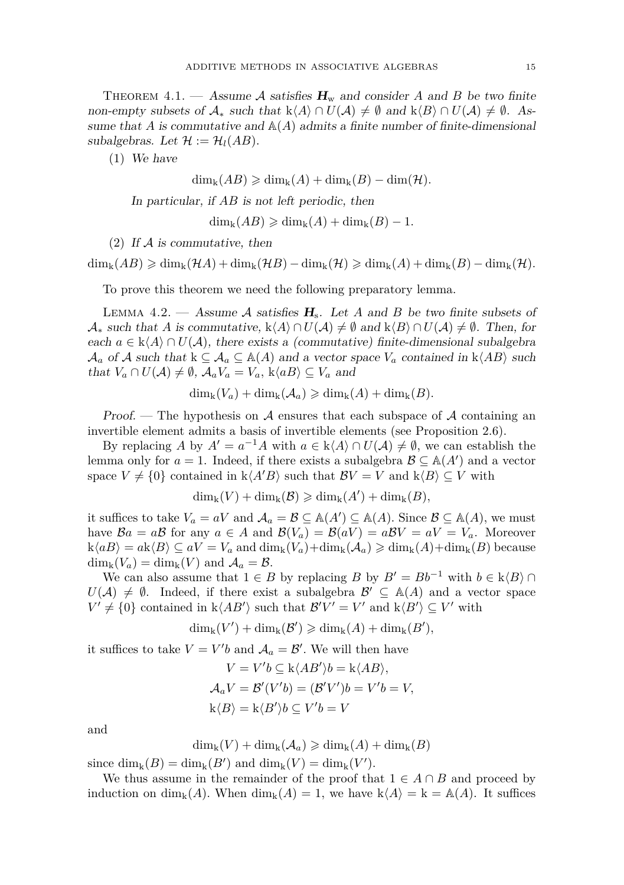Theorem 4.1. — *Assume $\mathcal{A}$ satisfies $\boldsymbol{H}_{\mathrm{w}}$ and consider $A$ and $B$ be two finite non-empty subsets of $\mathcal{A}_*$ such that $\mathrm{k}\langle A\rangle \cap U(\mathcal{A}) \neq \emptyset$ and $\mathrm{k}\langle B\rangle \cap U(\mathcal{A}) \neq \emptyset$. Assume that $A$ is commutative and $\mathbb{A}(A)$ admits a finite number of finite-dimensional subalgebras. Let $\mathcal{H} := \mathcal{H}_l(AB)$.*

(1) *We have*

$$\dim_{\mathrm{k}}(AB) \geqslant \dim_{\mathrm{k}}(A) + \dim_{\mathrm{k}}(B) - \dim(\mathcal{H}).$$

*In particular, if $AB$ is not left periodic, then*

$$\dim_{\mathrm{k}}(AB) \geqslant \dim_{\mathrm{k}}(A) + \dim_{\mathrm{k}}(B) - 1.$$

(2) *If $\mathcal{A}$ is commutative, then*

$$\dim_{\mathrm{k}}(AB) \geqslant \dim_{\mathrm{k}}(\mathcal{H}A) + \dim_{\mathrm{k}}(\mathcal{H}B) - \dim_{\mathrm{k}}(\mathcal{H}) \geqslant \dim_{\mathrm{k}}(A) + \dim_{\mathrm{k}}(B) - \dim_{\mathrm{k}}(\mathcal{H}).$$

To prove this theorem we need the following preparatory lemma.

Lemma 4.2. — *Assume $\mathcal{A}$ satisfies $\boldsymbol{H}_{\mathrm{s}}$. Let $A$ and $B$ be two finite subsets of $\mathcal{A}_*$ such that $A$ is commutative, $\mathrm{k}\langle A\rangle \cap U(\mathcal{A}) \neq \emptyset$ and $\mathrm{k}\langle B\rangle \cap U(\mathcal{A}) \neq \emptyset$. Then, for each $a \in \mathrm{k}\langle A\rangle \cap U(\mathcal{A})$, there exists a (commutative) finite-dimensional subalgebra $\mathcal{A}_a$ of $\mathcal{A}$ such that $\mathrm{k} \subseteq \mathcal{A}_a \subseteq \mathbb{A}(A)$ and a vector space $V_a$ contained in $\mathrm{k}\langle AB\rangle$ such that $V_a \cap U(\mathcal{A}) \neq \emptyset$, $\mathcal{A}_a V_a = V_a$, $\mathrm{k}\langle aB\rangle \subseteq V_a$ and*

$$\dim_{\mathrm{k}}(V_a) + \dim_{\mathrm{k}}(\mathcal{A}_a) \geqslant \dim_{\mathrm{k}}(A) + \dim_{\mathrm{k}}(B).$$

*Proof*. — The hypothesis on $\mathcal{A}$ ensures that each subspace of $\mathcal{A}$ containing an invertible element admits a basis of invertible elements (see Proposition 2.6).

By replacing $A$ by $A' = a^{-1}A$ with $a \in \mathrm{k}\langle A\rangle \cap U(\mathcal{A}) \neq \emptyset$, we can establish the lemma only for $a = 1$. Indeed, if there exists a subalgebra $\mathcal{B} \subseteq \mathbb{A}(A')$ and a vector space $V \neq \{0\}$ contained in $\mathrm{k}\langle A'B\rangle$ such that $\mathcal{B}V = V$ and $\mathrm{k}\langle B\rangle \subseteq V$ with

$$\dim_{\mathrm{k}}(V) + \dim_{\mathrm{k}}(\mathcal{B}) \geqslant \dim_{\mathrm{k}}(A') + \dim_{\mathrm{k}}(B),$$

it suffices to take $V_a = aV$ and $\mathcal{A}_a = \mathcal{B} \subseteq \mathbb{A}(A') \subseteq \mathbb{A}(A)$. Since $\mathcal{B} \subseteq \mathbb{A}(A)$, we must have $\mathcal{B}a = a\mathcal{B}$ for any $a \in A$ and $\mathcal{B}(V_a) = \mathcal{B}(aV) = a\mathcal{B}V = aV = V_a$. Moreover $\mathrm{k}\langle aB\rangle = a\mathrm{k}\langle B\rangle \subseteq aV = V_a$ and $\dim_{\mathrm{k}}(V_a) + \dim_{\mathrm{k}}(\mathcal{A}_a) \geqslant \dim_{\mathrm{k}}(A) + \dim_{\mathrm{k}}(B)$ because $\dim_{\mathrm{k}}(V_a) = \dim_{\mathrm{k}}(V)$ and $\mathcal{A}_a = \mathcal{B}$.

We can also assume that $1 \in B$ by replacing $B$ by $B' = Bb^{-1}$ with $b \in \mathrm{k}\langle B\rangle \cap U(\mathcal{A}) \neq \emptyset$. Indeed, if there exist a subalgebra $\mathcal{B}' \subseteq \mathbb{A}(A)$ and a vector space $V' \neq \{0\}$ contained in $\mathrm{k}\langle AB'\rangle$ such that $\mathcal{B}'V' = V'$ and $\mathrm{k}\langle B'\rangle \subseteq V'$ with

$$\dim_{\mathrm{k}}(V') + \dim_{\mathrm{k}}(\mathcal{B}') \geqslant \dim_{\mathrm{k}}(A) + \dim_{\mathrm{k}}(B'),$$

it suffices to take $V = V'b$ and $\mathcal{A}_a = \mathcal{B}'$. We will then have

$$V = V'b \subseteq \mathrm{k}\langle AB'\rangle b = \mathrm{k}\langle AB\rangle,$$
$$\mathcal{A}_a V = \mathcal{B}'(V'b) = (\mathcal{B}'V')b = V'b = V,$$
$$\mathrm{k}\langle B\rangle = \mathrm{k}\langle B'\rangle b \subseteq V'b = V$$

and

$$\dim_{\mathrm{k}}(V) + \dim_{\mathrm{k}}(\mathcal{A}_a) \geqslant \dim_{\mathrm{k}}(A) + \dim_{\mathrm{k}}(B)$$

since $\dim_{\mathrm{k}}(B) = \dim_{\mathrm{k}}(B')$ and $\dim_{\mathrm{k}}(V) = \dim_{\mathrm{k}}(V')$.

We thus assume in the remainder of the proof that $1 \in A \cap B$ and proceed by induction on $\dim_{\mathrm{k}}(A)$. When $\dim_{\mathrm{k}}(A) = 1$, we have $\mathrm{k}\langle A\rangle = \mathrm{k} = \mathbb{A}(A)$. It suffices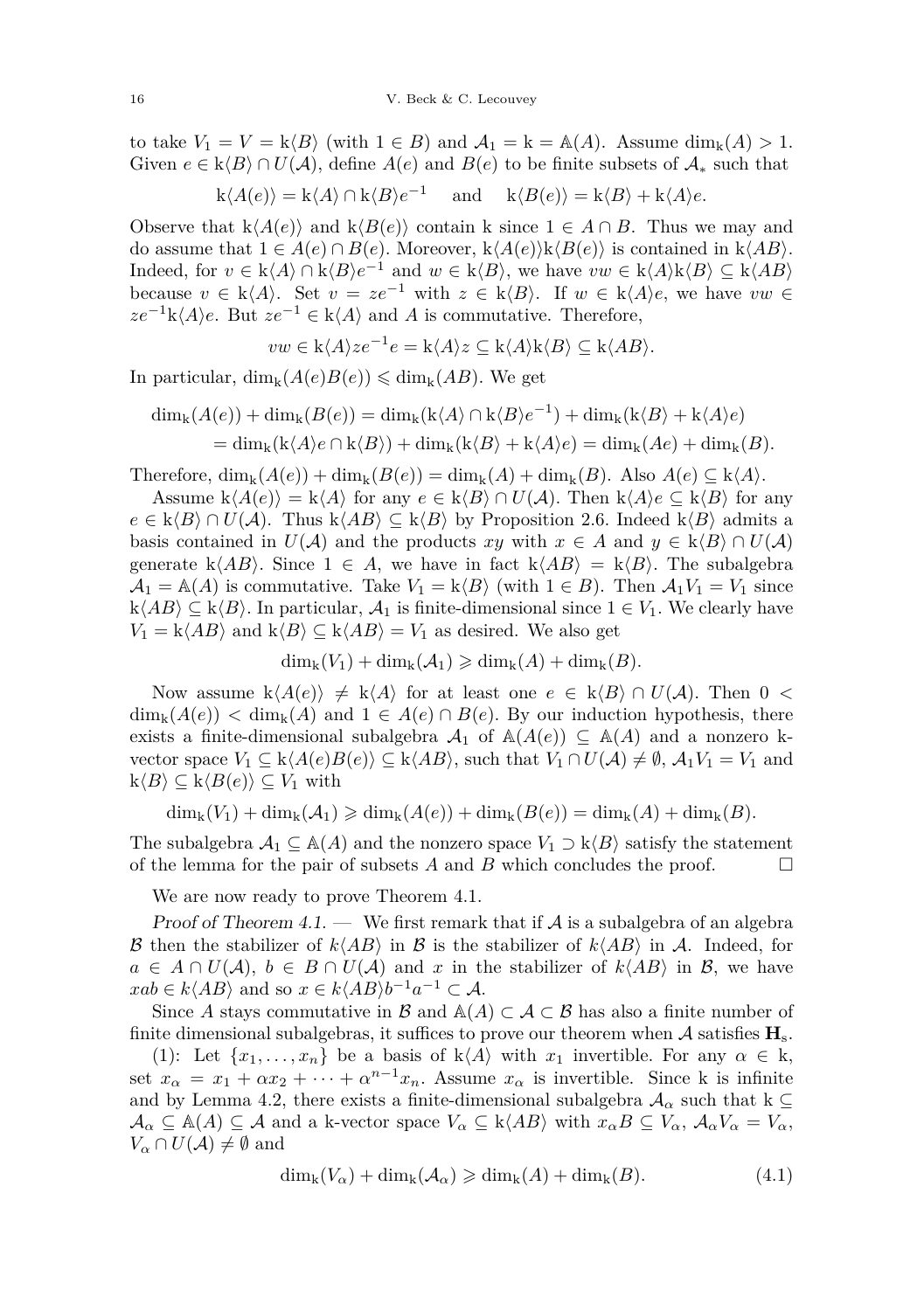to take $V_1 = V = \mathrm{k}\langle B\rangle$ (with $1 \in B$) and $\mathcal{A}_1 = \mathrm{k} = \mathbb{A}(A)$. Assume $\dim_{\mathrm{k}}(A) > 1$. Given $e \in \mathrm{k}\langle B\rangle \cap U(\mathcal{A})$, define $A(e)$ and $B(e)$ to be finite subsets of $\mathcal{A}_*$ such that

$$\mathrm{k}\langle A(e)\rangle = \mathrm{k}\langle A\rangle \cap \mathrm{k}\langle B\rangle e^{-1} \quad \text{ and } \quad \mathrm{k}\langle B(e)\rangle = \mathrm{k}\langle B\rangle + \mathrm{k}\langle A\rangle e.$$

Observe that $\mathrm{k}\langle A(e)\rangle$ and $\mathrm{k}\langle B(e)\rangle$ contain k since $1 \in A \cap B$. Thus we may and do assume that $1 \in A(e) \cap B(e)$. Moreover, $\mathrm{k}\langle A(e)\rangle\mathrm{k}\langle B(e)\rangle$ is contained in $\mathrm{k}\langle AB\rangle$. Indeed, for $v \in \mathrm{k}\langle A\rangle \cap \mathrm{k}\langle B\rangle e^{-1}$ and $w \in \mathrm{k}\langle B\rangle$, we have $vw \in \mathrm{k}\langle A\rangle\mathrm{k}\langle B\rangle \subseteq \mathrm{k}\langle AB\rangle$ because $v \in \mathrm{k}\langle A\rangle$. Set $v = ze^{-1}$ with $z \in \mathrm{k}\langle B\rangle$. If $w \in \mathrm{k}\langle A\rangle e$, we have $vw \in ze^{-1}\mathrm{k}\langle A\rangle e$. But $ze^{-1} \in \mathrm{k}\langle A\rangle$ and $A$ is commutative. Therefore,

$$vw \in \mathrm{k}\langle A\rangle ze^{-1}e = \mathrm{k}\langle A\rangle z \subseteq \mathrm{k}\langle A\rangle\mathrm{k}\langle B\rangle \subseteq \mathrm{k}\langle AB\rangle.$$

In particular, $\dim_{\mathrm{k}}(A(e)B(e)) \leqslant \dim_{\mathrm{k}}(AB)$. We get

$$\begin{aligned}\dim_{\mathrm{k}}(A(e)) + \dim_{\mathrm{k}}(B(e)) &= \dim_{\mathrm{k}}(\mathrm{k}\langle A\rangle \cap \mathrm{k}\langle B\rangle e^{-1}) + \dim_{\mathrm{k}}(\mathrm{k}\langle B\rangle + \mathrm{k}\langle A\rangle e)\\ &= \dim_{\mathrm{k}}(\mathrm{k}\langle A\rangle e \cap \mathrm{k}\langle B\rangle) + \dim_{\mathrm{k}}(\mathrm{k}\langle B\rangle + \mathrm{k}\langle A\rangle e) = \dim_{\mathrm{k}}(Ae) + \dim_{\mathrm{k}}(B).\end{aligned}$$

Therefore, $\dim_{\mathrm{k}}(A(e)) + \dim_{\mathrm{k}}(B(e)) = \dim_{\mathrm{k}}(A) + \dim_{\mathrm{k}}(B)$. Also $A(e) \subseteq \mathrm{k}\langle A\rangle$.

Assume $\mathrm{k}\langle A(e)\rangle = \mathrm{k}\langle A\rangle$ for any $e \in \mathrm{k}\langle B\rangle \cap U(\mathcal{A})$. Then $\mathrm{k}\langle A\rangle e \subseteq \mathrm{k}\langle B\rangle$ for any $e \in \mathrm{k}\langle B\rangle \cap U(\mathcal{A})$. Thus $\mathrm{k}\langle AB\rangle \subseteq \mathrm{k}\langle B\rangle$ by Proposition 2.6. Indeed $\mathrm{k}\langle B\rangle$ admits a basis contained in $U(\mathcal{A})$ and the products $xy$ with $x \in A$ and $y \in \mathrm{k}\langle B\rangle \cap U(\mathcal{A})$ generate $\mathrm{k}\langle AB\rangle$. Since $1 \in A$, we have in fact $\mathrm{k}\langle AB\rangle = \mathrm{k}\langle B\rangle$. The subalgebra $\mathcal{A}_1 = \mathbb{A}(A)$ is commutative. Take $V_1 = \mathrm{k}\langle B\rangle$ (with $1 \in B$). Then $\mathcal{A}_1 V_1 = V_1$ since $\mathrm{k}\langle AB\rangle \subseteq \mathrm{k}\langle B\rangle$. In particular, $\mathcal{A}_1$ is finite-dimensional since $1 \in V_1$. We clearly have $V_1 = \mathrm{k}\langle AB\rangle$ and $\mathrm{k}\langle B\rangle \subseteq \mathrm{k}\langle AB\rangle = V_1$ as desired. We also get

$$\dim_{\mathrm{k}}(V_1) + \dim_{\mathrm{k}}(\mathcal{A}_1) \geqslant \dim_{\mathrm{k}}(A) + \dim_{\mathrm{k}}(B).$$

Now assume $\mathrm{k}\langle A(e)\rangle \neq \mathrm{k}\langle A\rangle$ for at least one $e \in \mathrm{k}\langle B\rangle \cap U(\mathcal{A})$. Then $0 < \dim_{\mathrm{k}}(A(e)) < \dim_{\mathrm{k}}(A)$ and $1 \in A(e) \cap B(e)$. By our induction hypothesis, there exists a finite-dimensional subalgebra $\mathcal{A}_1$ of $\mathbb{A}(A(e)) \subseteq \mathbb{A}(A)$ and a nonzero k-vector space $V_1 \subseteq \mathrm{k}\langle A(e)B(e)\rangle \subseteq \mathrm{k}\langle AB\rangle$, such that $V_1 \cap U(\mathcal{A}) \neq \emptyset$, $\mathcal{A}_1 V_1 = V_1$ and $\mathrm{k}\langle B\rangle \subseteq \mathrm{k}\langle B(e)\rangle \subseteq V_1$ with

$$\dim_{\mathrm{k}}(V_1) + \dim_{\mathrm{k}}(\mathcal{A}_1) \geqslant \dim_{\mathrm{k}}(A(e)) + \dim_{\mathrm{k}}(B(e)) = \dim_{\mathrm{k}}(A) + \dim_{\mathrm{k}}(B).$$

The subalgebra $\mathcal{A}_1 \subseteq \mathbb{A}(A)$ and the nonzero space $V_1 \supset \mathrm{k}\langle B\rangle$ satisfy the statement of the lemma for the pair of subsets $A$ and $B$ which concludes the proof. □

We are now ready to prove Theorem 4.1.

*Proof of Theorem 4.1.* — We first remark that if $\mathcal{A}$ is a subalgebra of an algebra $\mathcal{B}$ then the stabilizer of $k\langle AB\rangle$ in $\mathcal{B}$ is the stabilizer of $k\langle AB\rangle$ in $\mathcal{A}$. Indeed, for $a \in A \cap U(\mathcal{A})$, $b \in B \cap U(\mathcal{A})$ and $x$ in the stabilizer of $k\langle AB\rangle$ in $\mathcal{B}$, we have $xab \in k\langle AB\rangle$ and so $x \in k\langle AB\rangle b^{-1}a^{-1} \subset \mathcal{A}$.

Since $A$ stays commutative in $\mathcal{B}$ and $\mathbb{A}(A) \subset \mathcal{A} \subset \mathcal{B}$ has also a finite number of finite dimensional subalgebras, it suffices to prove our theorem when $\mathcal{A}$ satisfies $\mathbf{H}_{\mathrm{s}}$.

(1): Let $\{x_1, \ldots, x_n\}$ be a basis of $\mathrm{k}\langle A\rangle$ with $x_1$ invertible. For any $\alpha \in \mathrm{k}$, set $x_\alpha = x_1 + \alpha x_2 + \cdots + \alpha^{n-1}x_n$. Assume $x_\alpha$ is invertible. Since k is infinite and by Lemma 4.2, there exists a finite-dimensional subalgebra $\mathcal{A}_\alpha$ such that $\mathrm{k} \subseteq \mathcal{A}_\alpha \subseteq \mathbb{A}(A) \subseteq \mathcal{A}$ and a k-vector space $V_\alpha \subseteq \mathrm{k}\langle AB\rangle$ with $x_\alpha B \subseteq V_\alpha$, $\mathcal{A}_\alpha V_\alpha = V_\alpha$, $V_\alpha \cap U(\mathcal{A}) \neq \emptyset$ and

$$\dim_{\mathrm{k}}(V_\alpha) + \dim_{\mathrm{k}}(\mathcal{A}_\alpha) \geqslant \dim_{\mathrm{k}}(A) + \dim_{\mathrm{k}}(B). \tag{4.1}$$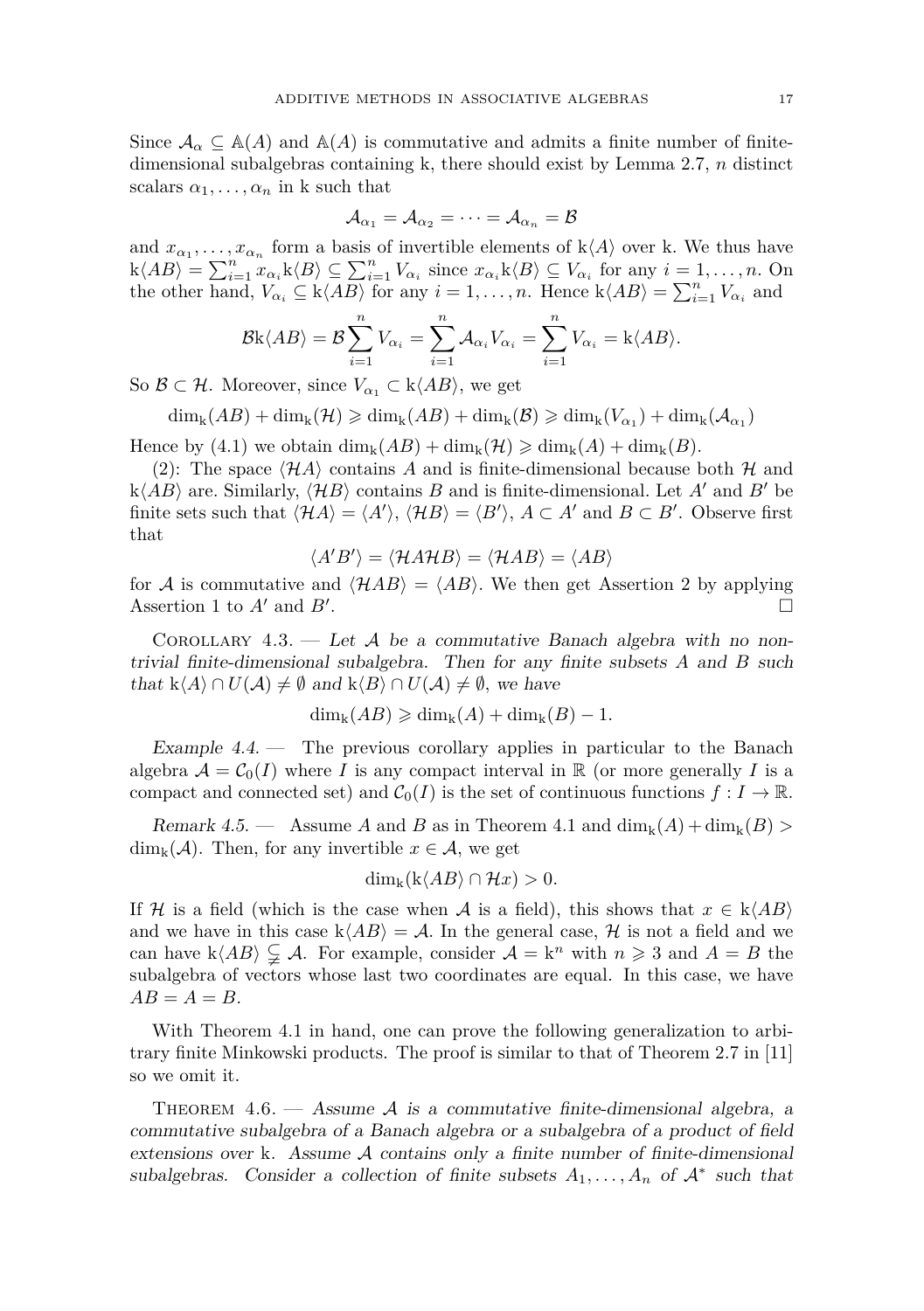Since $\mathcal{A}_\alpha \subseteq \mathbb{A}(A)$ and $\mathbb{A}(A)$ is commutative and admits a finite number of finite-dimensional subalgebras containing k, there should exist by Lemma 2.7, $n$ distinct scalars $\alpha_1, \ldots, \alpha_n$ in k such that

$$\mathcal{A}_{\alpha_1} = \mathcal{A}_{\alpha_2} = \cdots = \mathcal{A}_{\alpha_n} = \mathcal{B}$$

and $x_{\alpha_1}, \ldots, x_{\alpha_n}$ form a basis of invertible elements of $\mathrm{k}\langle A\rangle$ over k. We thus have $\mathrm{k}\langle AB\rangle = \sum_{i=1}^n x_{\alpha_i}\mathrm{k}\langle B\rangle \subseteq \sum_{i=1}^n V_{\alpha_i}$ since $x_{\alpha_i}\mathrm{k}\langle B\rangle \subseteq V_{\alpha_i}$ for any $i = 1, \ldots, n$. On the other hand, $V_{\alpha_i} \subseteq \mathrm{k}\langle AB\rangle$ for any $i = 1, \ldots, n$. Hence $\mathrm{k}\langle AB\rangle = \sum_{i=1}^n V_{\alpha_i}$ and

$$\mathcal{B}\mathrm{k}\langle AB\rangle = \mathcal{B}\sum_{i=1}^n V_{\alpha_i} = \sum_{i=1}^n \mathcal{A}_{\alpha_i} V_{\alpha_i} = \sum_{i=1}^n V_{\alpha_i} = \mathrm{k}\langle AB\rangle.$$

So $\mathcal{B} \subset \mathcal{H}$. Moreover, since $V_{\alpha_1} \subset \mathrm{k}\langle AB\rangle$, we get

$$\dim_{\mathrm{k}}(AB) + \dim_{\mathrm{k}}(\mathcal{H}) \geqslant \dim_{\mathrm{k}}(AB) + \dim_{\mathrm{k}}(\mathcal{B}) \geqslant \dim_{\mathrm{k}}(V_{\alpha_1}) + \dim_{\mathrm{k}}(\mathcal{A}_{\alpha_1})$$

Hence by (4.1) we obtain $\dim_{\mathrm{k}}(AB) + \dim_{\mathrm{k}}(\mathcal{H}) \geqslant \dim_{\mathrm{k}}(A) + \dim_{\mathrm{k}}(B)$.

(2): The space $\langle \mathcal{H}A\rangle$ contains $A$ and is finite-dimensional because both $\mathcal{H}$ and $\mathrm{k}\langle AB\rangle$ are. Similarly, $\langle \mathcal{H}B\rangle$ contains $B$ and is finite-dimensional. Let $A'$ and $B'$ be finite sets such that $\langle \mathcal{H}A\rangle = \langle A'\rangle$, $\langle \mathcal{H}B\rangle = \langle B'\rangle$, $A \subset A'$ and $B \subset B'$. Observe first that

$$\langle A'B'\rangle = \langle \mathcal{H}A\mathcal{H}B\rangle = \langle \mathcal{H}AB\rangle = \langle AB\rangle$$

for $\mathcal{A}$ is commutative and $\langle \mathcal{H}AB\rangle = \langle AB\rangle$. We then get Assertion 2 by applying Assertion 1 to $A'$ and $B'$. $\square$

Corollary 4.3. — *Let $\mathcal{A}$ be a commutative Banach algebra with no non-trivial finite-dimensional subalgebra. Then for any finite subsets $A$ and $B$ such that $\mathrm{k}\langle A\rangle \cap U(\mathcal{A}) \neq \emptyset$ and $\mathrm{k}\langle B\rangle \cap U(\mathcal{A}) \neq \emptyset$, we have*

$$\dim_{\mathrm{k}}(AB) \geqslant \dim_{\mathrm{k}}(A) + \dim_{\mathrm{k}}(B) - 1.$$

*Example 4.4.* — The previous corollary applies in particular to the Banach algebra $\mathcal{A} = \mathcal{C}_0(I)$ where $I$ is any compact interval in $\mathbb{R}$ (or more generally $I$ is a compact and connected set) and $\mathcal{C}_0(I)$ is the set of continuous functions $f : I \to \mathbb{R}$.

*Remark 4.5.* — Assume $A$ and $B$ as in Theorem 4.1 and $\dim_{\mathrm{k}}(A) + \dim_{\mathrm{k}}(B) > \dim_{\mathrm{k}}(\mathcal{A})$. Then, for any invertible $x \in \mathcal{A}$, we get

$$\dim_{\mathrm{k}}(\mathrm{k}\langle AB\rangle \cap \mathcal{H}x) > 0.$$

If $\mathcal{H}$ is a field (which is the case when $\mathcal{A}$ is a field), this shows that $x \in \mathrm{k}\langle AB\rangle$ and we have in this case $\mathrm{k}\langle AB\rangle = \mathcal{A}$. In the general case, $\mathcal{H}$ is not a field and we can have $\mathrm{k}\langle AB\rangle \subsetneq \mathcal{A}$. For example, consider $\mathcal{A} = \mathrm{k}^n$ with $n \geqslant 3$ and $A = B$ the subalgebra of vectors whose last two coordinates are equal. In this case, we have $AB = A = B$.

With Theorem 4.1 in hand, one can prove the following generalization to arbitrary finite Minkowski products. The proof is similar to that of Theorem 2.7 in [11] so we omit it.

Theorem 4.6. — *Assume $\mathcal{A}$ is a commutative finite-dimensional algebra, a commutative subalgebra of a Banach algebra or a subalgebra of a product of field extensions over* k. *Assume $\mathcal{A}$ contains only a finite number of finite-dimensional subalgebras. Consider a collection of finite subsets $A_1, \ldots, A_n$ of $\mathcal{A}^*$ such that*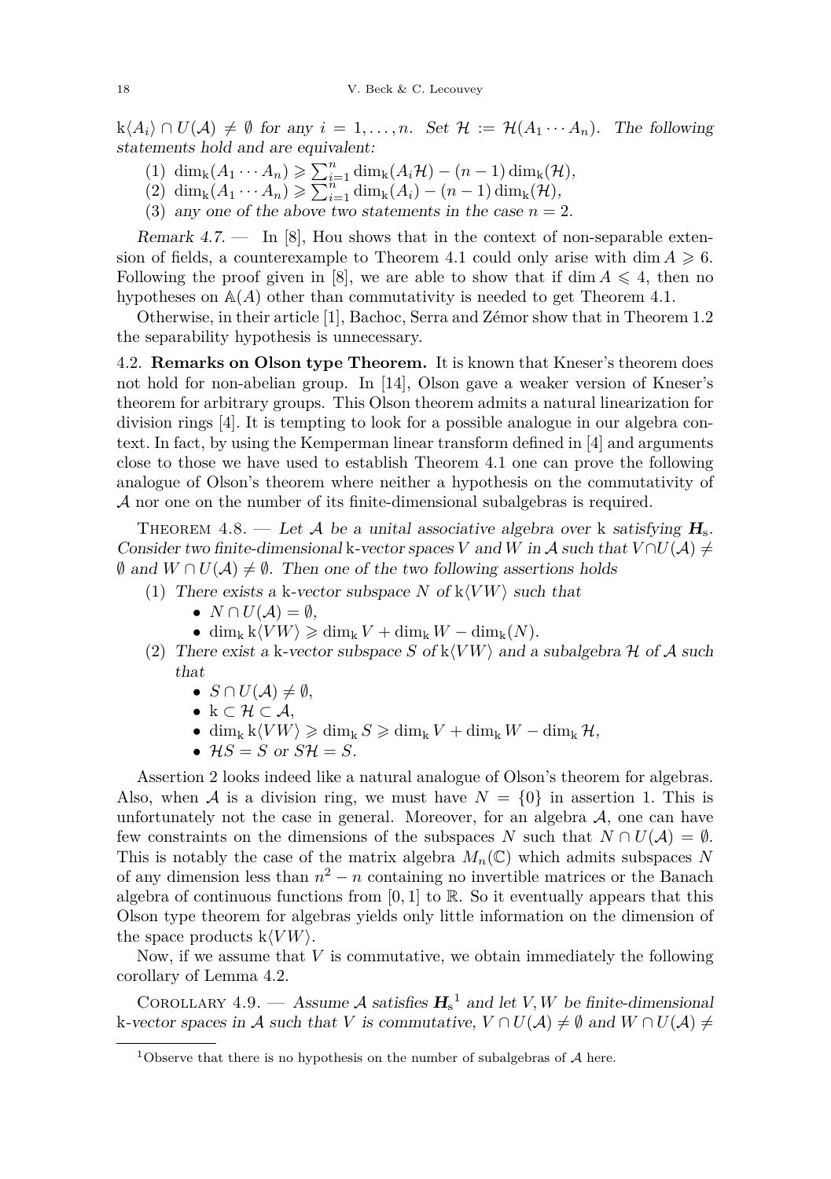$\mathrm{k}\langle A_i\rangle \cap U(\mathcal{A}) \neq \emptyset$ *for any* $i = 1, \dots, n$*. Set* $\mathcal{H} := \mathcal{H}(A_1 \cdots A_n)$*. The following statements hold and are equivalent:*

1. $\dim_{\mathrm{k}}(A_1 \cdots A_n) \geqslant \sum_{i=1}^{n} \dim_{\mathrm{k}}(A_i\mathcal{H}) - (n-1)\dim_{\mathrm{k}}(\mathcal{H})$,
2. $\dim_{\mathrm{k}}(A_1 \cdots A_n) \geqslant \sum_{i=1}^{n} \dim_{\mathrm{k}}(A_i) - (n-1)\dim_{\mathrm{k}}(\mathcal{H})$,
3. *any one of the above two statements in the case* $n = 2$.

*Remark 4.7.* — In [8], Hou shows that in the context of non-separable extension of fields, a counterexample to Theorem 4.1 could only arise with $\dim A \geqslant 6$. Following the proof given in [8], we are able to show that if $\dim A \leqslant 4$, then no hypotheses on $\mathbb{A}(A)$ other than commutativity is needed to get Theorem 4.1.

Otherwise, in their article [1], Bachoc, Serra and Zémor show that in Theorem 1.2 the separability hypothesis is unnecessary.

### 4.2. Remarks on Olson type Theorem.

It is known that Kneser's theorem does not hold for non-abelian group. In [14], Olson gave a weaker version of Kneser's theorem for arbitrary groups. This Olson theorem admits a natural linearization for division rings [4]. It is tempting to look for a possible analogue in our algebra context. In fact, by using the Kemperman linear transform defined in [4] and arguments close to those we have used to establish Theorem 4.1 one can prove the following analogue of Olson's theorem where neither a hypothesis on the commutativity of $\mathcal{A}$ nor one on the number of its finite-dimensional subalgebras is required.

Theorem 4.8. — *Let* $\mathcal{A}$ *be a unital associative algebra over* k *satisfying* $\boldsymbol{H}_{\mathrm{s}}$*. Consider two finite-dimensional* k*-vector spaces* $V$ *and* $W$ *in* $\mathcal{A}$ *such that* $V \cap U(\mathcal{A}) \neq \emptyset$ *and* $W \cap U(\mathcal{A}) \neq \emptyset$*. Then one of the two following assertions holds*

1. *There exists a* k*-vector subspace* $N$ *of* $\mathrm{k}\langle VW\rangle$ *such that*
   - $N \cap U(\mathcal{A}) = \emptyset$,
   - $\dim_{\mathrm{k}} \mathrm{k}\langle VW\rangle \geqslant \dim_{\mathrm{k}} V + \dim_{\mathrm{k}} W - \dim_{\mathrm{k}}(N)$.
2. *There exist a* k*-vector subspace* $S$ *of* $\mathrm{k}\langle VW\rangle$ *and a subalgebra* $\mathcal{H}$ *of* $\mathcal{A}$ *such that*
   - $S \cap U(\mathcal{A}) \neq \emptyset$,
   - $\mathrm{k} \subset \mathcal{H} \subset \mathcal{A}$,
   - $\dim_{\mathrm{k}} \mathrm{k}\langle VW\rangle \geqslant \dim_{\mathrm{k}} S \geqslant \dim_{\mathrm{k}} V + \dim_{\mathrm{k}} W - \dim_{\mathrm{k}} \mathcal{H}$,
   - $\mathcal{H}S = S$ *or* $S\mathcal{H} = S$.

Assertion 2 looks indeed like a natural analogue of Olson's theorem for algebras. Also, when $\mathcal{A}$ is a division ring, we must have $N = \{0\}$ in assertion 1. This is unfortunately not the case in general. Moreover, for an algebra $\mathcal{A}$, one can have few constraints on the dimensions of the subspaces $N$ such that $N \cap U(\mathcal{A}) = \emptyset$. This is notably the case of the matrix algebra $M_n(\mathbb{C})$ which admits subspaces $N$ of any dimension less than $n^2 - n$ containing no invertible matrices or the Banach algebra of continuous functions from $[0, 1]$ to $\mathbb{R}$. So it eventually appears that this Olson type theorem for algebras yields only little information on the dimension of the space products $\mathrm{k}\langle VW\rangle$.

Now, if we assume that $V$ is commutative, we obtain immediately the following corollary of Lemma 4.2.

Corollary 4.9. — *Assume* $\mathcal{A}$ *satisfies* $\boldsymbol{H}_{\mathrm{s}}$[1] *and let* $V, W$ *be finite-dimensional* k*-vector spaces in* $\mathcal{A}$ *such that* $V$ *is commutative,* $V \cap U(\mathcal{A}) \neq \emptyset$ *and* $W \cap U(\mathcal{A}) \neq$

[1] Observe that there is no hypothesis on the number of subalgebras of $\mathcal{A}$ here.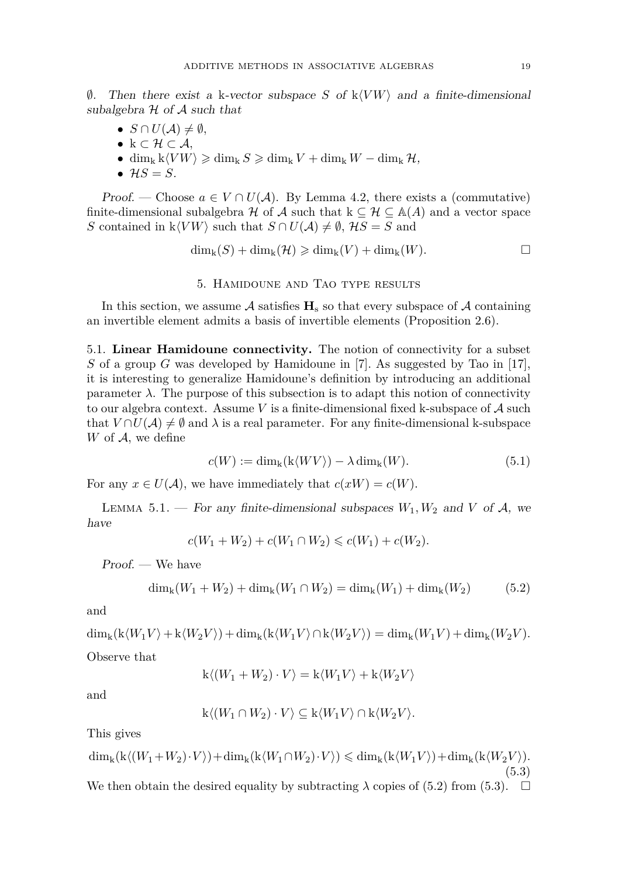$\emptyset$. *Then there exist a* k*-vector subspace* $S$ *of* $\mathrm{k}\langle VW\rangle$ *and a finite-dimensional subalgebra* $\mathcal{H}$ *of* $\mathcal{A}$ *such that*

- $S \cap U(\mathcal{A}) \neq \emptyset$,
- $\mathrm{k} \subset \mathcal{H} \subset \mathcal{A}$,
- $\dim_{\mathrm{k}} \mathrm{k}\langle VW\rangle \geqslant \dim_{\mathrm{k}} S \geqslant \dim_{\mathrm{k}} V + \dim_{\mathrm{k}} W - \dim_{\mathrm{k}} \mathcal{H}$,
- $\mathcal{H}S = S$.

*Proof.* — Choose $a \in V \cap U(\mathcal{A})$. By Lemma 4.2, there exists a (commutative) finite-dimensional subalgebra $\mathcal{H}$ of $\mathcal{A}$ such that $\mathrm{k} \subseteq \mathcal{H} \subseteq \mathbb{A}(A)$ and a vector space $S$ contained in $\mathrm{k}\langle VW\rangle$ such that $S \cap U(\mathcal{A}) \neq \emptyset$, $\mathcal{H}S = S$ and

$$\dim_{\mathrm{k}}(S) + \dim_{\mathrm{k}}(\mathcal{H}) \geqslant \dim_{\mathrm{k}}(V) + \dim_{\mathrm{k}}(W).$$

□

## 5. Hamidoune and Tao type results

In this section, we assume $\mathcal{A}$ satisfies $\mathbf{H}_{\mathrm{s}}$ so that every subspace of $\mathcal{A}$ containing an invertible element admits a basis of invertible elements (Proposition 2.6).

### 5.1. Linear Hamidoune connectivity.

The notion of connectivity for a subset $S$ of a group $G$ was developed by Hamidoune in [7]. As suggested by Tao in [17], it is interesting to generalize Hamidoune's definition by introducing an additional parameter $\lambda$. The purpose of this subsection is to adapt this notion of connectivity to our algebra context. Assume $V$ is a finite-dimensional fixed k-subspace of $\mathcal{A}$ such that $V \cap U(\mathcal{A}) \neq \emptyset$ and $\lambda$ is a real parameter. For any finite-dimensional k-subspace $W$ of $\mathcal{A}$, we define

$$c(W) := \dim_{\mathrm{k}}(\mathrm{k}\langle WV\rangle) - \lambda \dim_{\mathrm{k}}(W). \tag{5.1}$$

For any $x \in U(\mathcal{A})$, we have immediately that $c(xW) = c(W)$.

Lemma 5.1. — *For any finite-dimensional subspaces* $W_1, W_2$ *and* $V$ *of* $\mathcal{A}$*, we have*

$$c(W_1 + W_2) + c(W_1 \cap W_2) \leqslant c(W_1) + c(W_2).$$

*Proof.* — We have

$$\dim_{\mathrm{k}}(W_1 + W_2) + \dim_{\mathrm{k}}(W_1 \cap W_2) = \dim_{\mathrm{k}}(W_1) + \dim_{\mathrm{k}}(W_2) \tag{5.2}$$

and

$$\dim_{\mathrm{k}}(\mathrm{k}\langle W_1V\rangle + \mathrm{k}\langle W_2V\rangle) + \dim_{\mathrm{k}}(\mathrm{k}\langle W_1V\rangle \cap \mathrm{k}\langle W_2V\rangle) = \dim_{\mathrm{k}}(W_1V) + \dim_{\mathrm{k}}(W_2V).$$

Observe that

$$\mathrm{k}\langle (W_1 + W_2) \cdot V\rangle = \mathrm{k}\langle W_1V\rangle + \mathrm{k}\langle W_2V\rangle$$

and

$$\mathrm{k}\langle (W_1 \cap W_2) \cdot V\rangle \subseteq \mathrm{k}\langle W_1V\rangle \cap \mathrm{k}\langle W_2V\rangle.$$

This gives

$$\dim_{\mathrm{k}}(\mathrm{k}\langle (W_1+W_2)\cdot V\rangle)+\dim_{\mathrm{k}}(\mathrm{k}\langle W_1\cap W_2)\cdot V\rangle) \leqslant \dim_{\mathrm{k}}(\mathrm{k}\langle W_1V\rangle)+\dim_{\mathrm{k}}(\mathrm{k}\langle W_2V\rangle). \tag{5.3}$$

We then obtain the desired equality by subtracting $\lambda$ copies of (5.2) from (5.3). □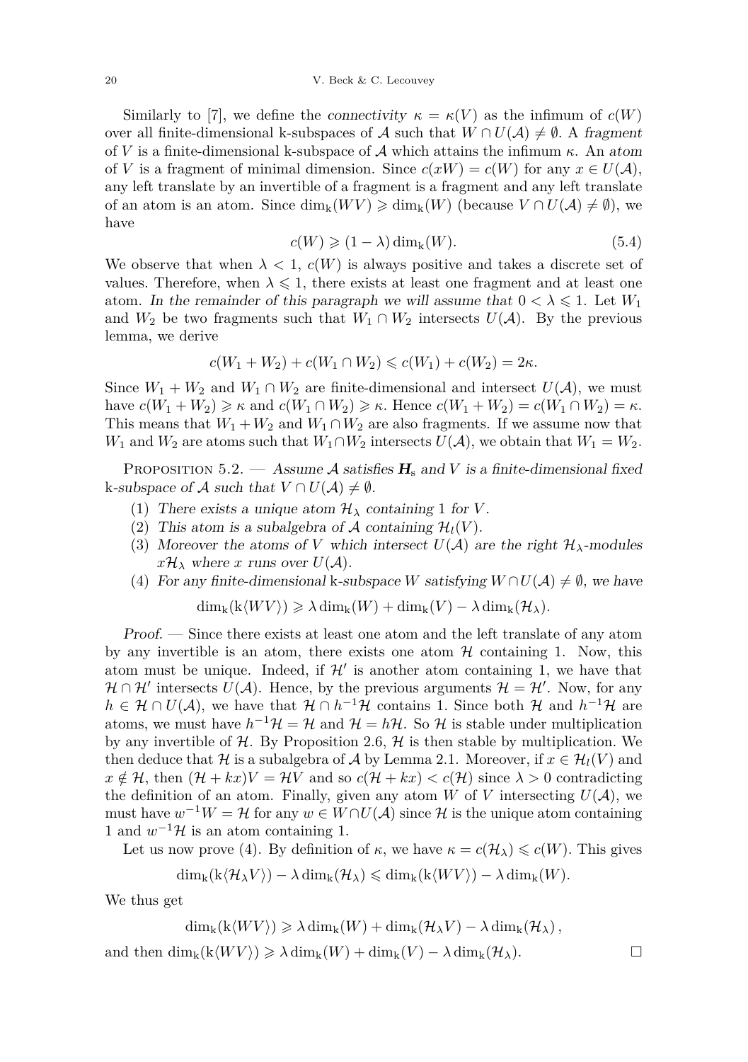Similarly to [7], we define the *connectivity* $\kappa = \kappa(V)$ as the infimum of $c(W)$ over all finite-dimensional k-subspaces of $\mathcal{A}$ such that $W \cap U(\mathcal{A}) \neq \emptyset$. A *fragment* of $V$ is a finite-dimensional k-subspace of $\mathcal{A}$ which attains the infimum $\kappa$. An *atom* of $V$ is a fragment of minimal dimension. Since $c(xW) = c(W)$ for any $x \in U(\mathcal{A})$, any left translate by an invertible of a fragment is a fragment and any left translate of an atom is an atom. Since $\dim_{\mathrm{k}}(WV) \geqslant \dim_{\mathrm{k}}(W)$ (because $V \cap U(\mathcal{A}) \neq \emptyset$), we have

$$c(W) \geqslant (1 - \lambda)\dim_{\mathrm{k}}(W). \tag{5.4}$$

We observe that when $\lambda < 1$, $c(W)$ is always positive and takes a discrete set of values. Therefore, when $\lambda \leqslant 1$, there exists at least one fragment and at least one atom. *In the remainder of this paragraph we will assume that* $0 < \lambda \leqslant 1$. Let $W_1$ and $W_2$ be two fragments such that $W_1 \cap W_2$ intersects $U(\mathcal{A})$. By the previous lemma, we derive

$$c(W_1 + W_2) + c(W_1 \cap W_2) \leqslant c(W_1) + c(W_2) = 2\kappa.$$

Since $W_1 + W_2$ and $W_1 \cap W_2$ are finite-dimensional and intersect $U(\mathcal{A})$, we must have $c(W_1 + W_2) \geqslant \kappa$ and $c(W_1 \cap W_2) \geqslant \kappa$. Hence $c(W_1 + W_2) = c(W_1 \cap W_2) = \kappa$. This means that $W_1 + W_2$ and $W_1 \cap W_2$ are also fragments. If we assume now that $W_1$ and $W_2$ are atoms such that $W_1 \cap W_2$ intersects $U(\mathcal{A})$, we obtain that $W_1 = W_2$.

Proposition 5.2. — *Assume $\mathcal{A}$ satisfies $\boldsymbol{H}_{\mathrm{s}}$ and $V$ is a finite-dimensional fixed* k*-subspace of $\mathcal{A}$ such that $V \cap U(\mathcal{A}) \neq \emptyset$.*

1. *There exists a unique atom $\mathcal{H}_\lambda$ containing* 1 *for $V$.*
2. *This atom is a subalgebra of $\mathcal{A}$ containing $\mathcal{H}_l(V)$.*
3. *Moreover the atoms of $V$ which intersect $U(\mathcal{A})$ are the right $\mathcal{H}_\lambda$-modules $x\mathcal{H}_\lambda$ where $x$ runs over $U(\mathcal{A})$.*
4. *For any finite-dimensional* k*-subspace $W$ satisfying $W \cap U(\mathcal{A}) \neq \emptyset$, we have*

$$\dim_{\mathrm{k}}(\mathrm{k}\langle WV\rangle) \geqslant \lambda \dim_{\mathrm{k}}(W) + \dim_{\mathrm{k}}(V) - \lambda \dim_{\mathrm{k}}(\mathcal{H}_\lambda).$$

*Proof.* — Since there exists at least one atom and the left translate of any atom by any invertible is an atom, there exists one atom $\mathcal{H}$ containing 1. Now, this atom must be unique. Indeed, if $\mathcal{H}'$ is another atom containing 1, we have that $\mathcal{H} \cap \mathcal{H}'$ intersects $U(\mathcal{A})$. Hence, by the previous arguments $\mathcal{H} = \mathcal{H}'$. Now, for any $h \in \mathcal{H} \cap U(\mathcal{A})$, we have that $\mathcal{H} \cap h^{-1}\mathcal{H}$ contains 1. Since both $\mathcal{H}$ and $h^{-1}\mathcal{H}$ are atoms, we must have $h^{-1}\mathcal{H} = \mathcal{H}$ and $\mathcal{H} = h\mathcal{H}$. So $\mathcal{H}$ is stable under multiplication by any invertible of $\mathcal{H}$. By Proposition 2.6, $\mathcal{H}$ is then stable by multiplication. We then deduce that $\mathcal{H}$ is a subalgebra of $\mathcal{A}$ by Lemma 2.1. Moreover, if $x \in \mathcal{H}_l(V)$ and $x \notin \mathcal{H}$, then $(\mathcal{H} + kx)V = \mathcal{H}V$ and so $c(\mathcal{H} + kx) < c(\mathcal{H})$ since $\lambda > 0$ contradicting the definition of an atom. Finally, given any atom $W$ of $V$ intersecting $U(\mathcal{A})$, we must have $w^{-1}W = \mathcal{H}$ for any $w \in W \cap U(\mathcal{A})$ since $\mathcal{H}$ is the unique atom containing 1 and $w^{-1}\mathcal{H}$ is an atom containing 1.

Let us now prove (4). By definition of $\kappa$, we have $\kappa = c(\mathcal{H}_\lambda) \leqslant c(W)$. This gives

$$\dim_{\mathrm{k}}(\mathrm{k}\langle \mathcal{H}_\lambda V\rangle) - \lambda \dim_{\mathrm{k}}(\mathcal{H}_\lambda) \leqslant \dim_{\mathrm{k}}(\mathrm{k}\langle WV\rangle) - \lambda \dim_{\mathrm{k}}(W).$$

We thus get

$$\dim_{\mathrm{k}}(\mathrm{k}\langle WV\rangle) \geqslant \lambda \dim_{\mathrm{k}}(W) + \dim_{\mathrm{k}}(\mathcal{H}_\lambda V) - \lambda \dim_{\mathrm{k}}(\mathcal{H}_\lambda),$$

and then $\dim_{\mathrm{k}}(\mathrm{k}\langle WV\rangle) \geqslant \lambda \dim_{\mathrm{k}}(W) + \dim_{\mathrm{k}}(V) - \lambda \dim_{\mathrm{k}}(\mathcal{H}_\lambda)$. □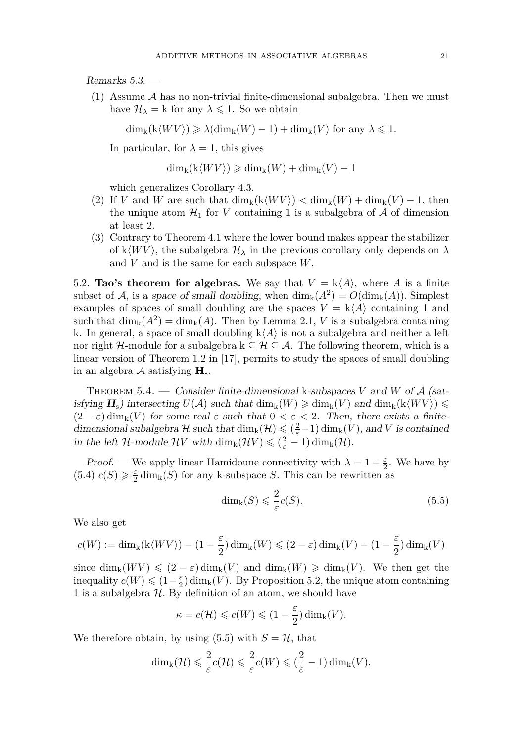*Remarks 5.3.* —

(1) Assume $\mathcal{A}$ has no non-trivial finite-dimensional subalgebra. Then we must have $\mathcal{H}_\lambda = \mathrm{k}$ for any $\lambda \leqslant 1$. So we obtain

$$\dim_{\mathrm{k}}(\mathrm{k}\langle WV\rangle) \geqslant \lambda(\dim_{\mathrm{k}}(W) - 1) + \dim_{\mathrm{k}}(V) \text{ for any } \lambda \leqslant 1.$$

In particular, for $\lambda = 1$, this gives

$$\dim_{\mathrm{k}}(\mathrm{k}\langle WV\rangle) \geqslant \dim_{\mathrm{k}}(W) + \dim_{\mathrm{k}}(V) - 1$$

which generalizes Corollary 4.3.

(2) If $V$ and $W$ are such that $\dim_{\mathrm{k}}(\mathrm{k}\langle WV\rangle) < \dim_{\mathrm{k}}(W) + \dim_{\mathrm{k}}(V) - 1$, then the unique atom $\mathcal{H}_1$ for $V$ containing 1 is a subalgebra of $\mathcal{A}$ of dimension at least 2.

(3) Contrary to Theorem 4.1 where the lower bound makes appear the stabilizer of $\mathrm{k}\langle WV\rangle$, the subalgebra $\mathcal{H}_\lambda$ in the previous corollary only depends on $\lambda$ and $V$ and is the same for each subspace $W$.

5.2. **Tao's theorem for algebras.** We say that $V = \mathrm{k}\langle A\rangle$, where $A$ is a finite subset of $\mathcal{A}$, is a *space of small doubling*, when $\dim_{\mathrm{k}}(A^2) = O(\dim_{\mathrm{k}}(A))$. Simplest examples of spaces of small doubling are the spaces $V = \mathrm{k}\langle A\rangle$ containing 1 and such that $\dim_{\mathrm{k}}(A^2) = \dim_{\mathrm{k}}(A)$. Then by Lemma 2.1, $V$ is a subalgebra containing k. In general, a space of small doubling $\mathrm{k}\langle A\rangle$ is not a subalgebra and neither a left nor right $\mathcal{H}$-module for a subalgebra $\mathrm{k} \subseteq \mathcal{H} \subseteq \mathcal{A}$. The following theorem, which is a linear version of Theorem 1.2 in [17], permits to study the spaces of small doubling in an algebra $\mathcal{A}$ satisfying $\mathbf{H}_{\mathrm{s}}$.

Theorem 5.4. — *Consider finite-dimensional* k*-subspaces $V$ and $W$ of $\mathcal{A}$ (satisfying $\boldsymbol{H}_{\mathrm{s}}$) intersecting $U(\mathcal{A})$ such that $\dim_{\mathrm{k}}(W) \geqslant \dim_{\mathrm{k}}(V)$ and $\dim_{\mathrm{k}}(\mathrm{k}\langle WV\rangle) \leqslant (2-\varepsilon)\dim_{\mathrm{k}}(V)$ for some real $\varepsilon$ such that $0 < \varepsilon < 2$. Then, there exists a finite-dimensional subalgebra $\mathcal{H}$ such that $\dim_{\mathrm{k}}(\mathcal{H}) \leqslant (\frac{2}{\varepsilon}-1)\dim_{\mathrm{k}}(V)$, and $V$ is contained in the left $\mathcal{H}$-module $\mathcal{H}V$ with $\dim_{\mathrm{k}}(\mathcal{H}V) \leqslant (\frac{2}{\varepsilon}-1)\dim_{\mathrm{k}}(\mathcal{H})$.*

*Proof.* — We apply linear Hamidoune connectivity with $\lambda = 1 - \frac{\varepsilon}{2}$. We have by (5.4) $c(S) \geqslant \frac{\varepsilon}{2}\dim_{\mathrm{k}}(S)$ for any k-subspace $S$. This can be rewritten as

$$\dim_{\mathrm{k}}(S) \leqslant \frac{2}{\varepsilon}c(S). \tag{5.5}$$

We also get

$$c(W) := \dim_{\mathrm{k}}(\mathrm{k}\langle WV\rangle) - (1-\frac{\varepsilon}{2})\dim_{\mathrm{k}}(W) \leqslant (2-\varepsilon)\dim_{\mathrm{k}}(V) - (1-\frac{\varepsilon}{2})\dim_{\mathrm{k}}(V)$$

since $\dim_{\mathrm{k}}(WV) \leqslant (2-\varepsilon)\dim_{\mathrm{k}}(V)$ and $\dim_{\mathrm{k}}(W) \geqslant \dim_{\mathrm{k}}(V)$. We then get the inequality $c(W) \leqslant (1-\frac{\varepsilon}{2})\dim_{\mathrm{k}}(V)$. By Proposition 5.2, the unique atom containing 1 is a subalgebra $\mathcal{H}$. By definition of an atom, we should have

$$\kappa = c(\mathcal{H}) \leqslant c(W) \leqslant (1-\frac{\varepsilon}{2})\dim_{\mathrm{k}}(V).$$

We therefore obtain, by using (5.5) with $S = \mathcal{H}$, that

$$\dim_{\mathrm{k}}(\mathcal{H}) \leqslant \frac{2}{\varepsilon}c(\mathcal{H}) \leqslant \frac{2}{\varepsilon}c(W) \leqslant (\frac{2}{\varepsilon}-1)\dim_{\mathrm{k}}(V).$$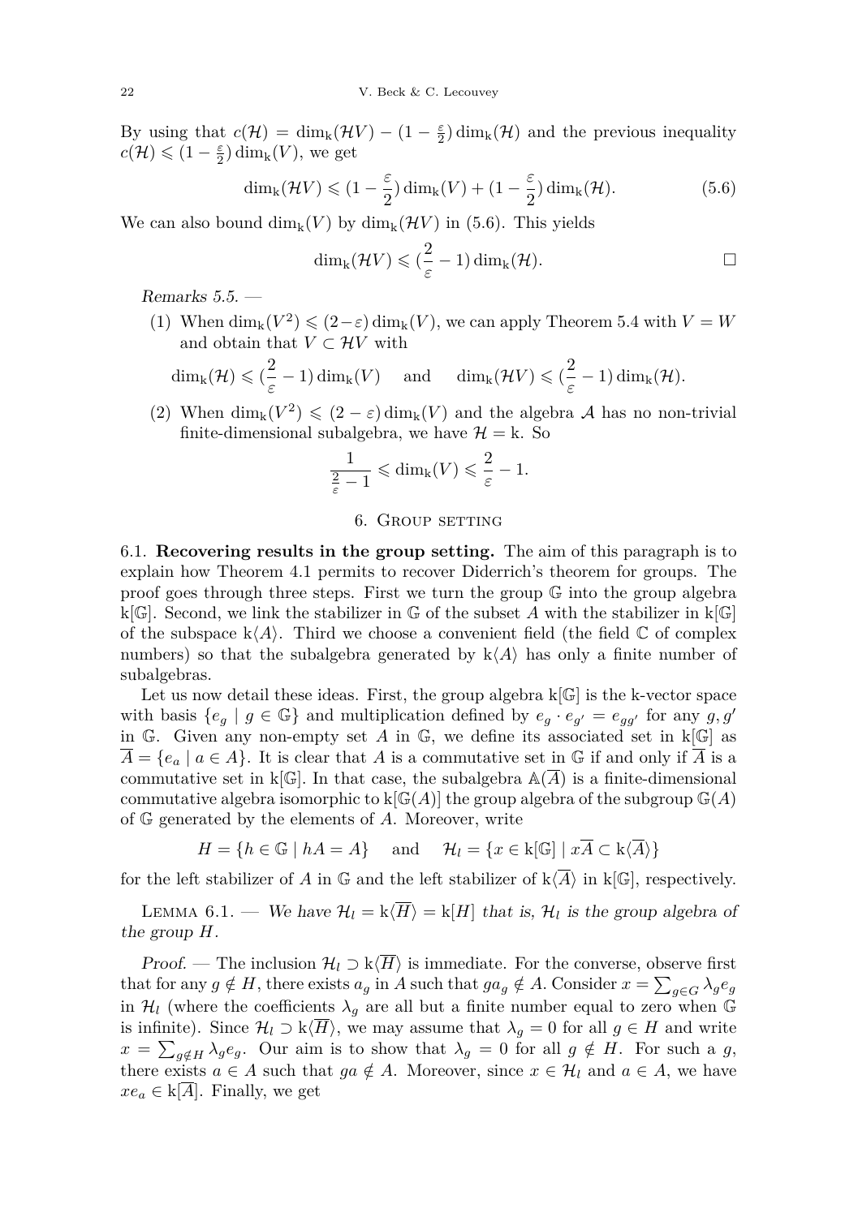By using that $c(\mathcal{H}) = \dim_{\mathrm{k}}(\mathcal{H}V) - (1 - \frac{\varepsilon}{2})\dim_{\mathrm{k}}(\mathcal{H})$ and the previous inequality $c(\mathcal{H}) \leqslant (1 - \frac{\varepsilon}{2})\dim_{\mathrm{k}}(V)$, we get

$$\dim_{\mathrm{k}}(\mathcal{H}V) \leqslant (1 - \frac{\varepsilon}{2})\dim_{\mathrm{k}}(V) + (1 - \frac{\varepsilon}{2})\dim_{\mathrm{k}}(\mathcal{H}). \tag{5.6}$$

We can also bound $\dim_{\mathrm{k}}(V)$ by $\dim_{\mathrm{k}}(\mathcal{H}V)$ in (5.6). This yields

$$\dim_{\mathrm{k}}(\mathcal{H}V) \leqslant (\frac{2}{\varepsilon} - 1)\dim_{\mathrm{k}}(\mathcal{H}). \qquad \square$$

*Remarks 5.5.* —

(1) When $\dim_{\mathrm{k}}(V^2) \leqslant (2-\varepsilon)\dim_{\mathrm{k}}(V)$, we can apply Theorem 5.4 with $V = W$ and obtain that $V \subset \mathcal{H}V$ with

$$\dim_{\mathrm{k}}(\mathcal{H}) \leqslant (\frac{2}{\varepsilon} - 1)\dim_{\mathrm{k}}(V) \quad \text{ and } \quad \dim_{\mathrm{k}}(\mathcal{H}V) \leqslant (\frac{2}{\varepsilon} - 1)\dim_{\mathrm{k}}(\mathcal{H}).$$

(2) When $\dim_{\mathrm{k}}(V^2) \leqslant (2-\varepsilon)\dim_{\mathrm{k}}(V)$ and the algebra $\mathcal{A}$ has no non-trivial finite-dimensional subalgebra, we have $\mathcal{H} = \mathrm{k}$. So

$$\frac{1}{\frac{2}{\varepsilon} - 1} \leqslant \dim_{\mathrm{k}}(V) \leqslant \frac{2}{\varepsilon} - 1.$$

## 6. Group setting

6.1. **Recovering results in the group setting.** The aim of this paragraph is to explain how Theorem 4.1 permits to recover Diderrich's theorem for groups. The proof goes through three steps. First we turn the group $\mathbb{G}$ into the group algebra $\mathrm{k}[\mathbb{G}]$. Second, we link the stabilizer in $\mathbb{G}$ of the subset $A$ with the stabilizer in $\mathrm{k}[\mathbb{G}]$ of the subspace $\mathrm{k}\langle A\rangle$. Third we choose a convenient field (the field $\mathbb{C}$ of complex numbers) so that the subalgebra generated by $\mathrm{k}\langle A\rangle$ has only a finite number of subalgebras.

Let us now detail these ideas. First, the group algebra $\mathrm{k}[\mathbb{G}]$ is the k-vector space with basis $\{e_g \mid g \in \mathbb{G}\}$ and multiplication defined by $e_g \cdot e_{g'} = e_{gg'}$ for any $g, g'$ in $\mathbb{G}$. Given any non-empty set $A$ in $\mathbb{G}$, we define its associated set in $\mathrm{k}[\mathbb{G}]$ as $\overline{A} = \{e_a \mid a \in A\}$. It is clear that $A$ is a commutative set in $\mathbb{G}$ if and only if $\overline{A}$ is a commutative set in $\mathrm{k}[\mathbb{G}]$. In that case, the subalgebra $\mathbb{A}(\overline{A})$ is a finite-dimensional commutative algebra isomorphic to $\mathrm{k}[\mathbb{G}(A)]$ the group algebra of the subgroup $\mathbb{G}(A)$ of $\mathbb{G}$ generated by the elements of $A$. Moreover, write

$$H = \{h \in \mathbb{G} \mid hA = A\} \quad \text{ and } \quad \mathcal{H}_l = \{x \in \mathrm{k}[\mathbb{G}] \mid x\overline{A} \subset \mathrm{k}\langle\overline{A}\rangle\}$$

for the left stabilizer of $A$ in $\mathbb{G}$ and the left stabilizer of $\mathrm{k}\langle\overline{A}\rangle$ in $\mathrm{k}[\mathbb{G}]$, respectively.

Lemma 6.1. — *We have $\mathcal{H}_l = \mathrm{k}\langle\overline{H}\rangle = \mathrm{k}[H]$ that is, $\mathcal{H}_l$ is the group algebra of the group $H$.*

*Proof.* — The inclusion $\mathcal{H}_l \supset \mathrm{k}\langle\overline{H}\rangle$ is immediate. For the converse, observe first that for any $g \notin H$, there exists $a_g$ in $A$ such that $ga_g \notin A$. Consider $x = \sum_{g \in G}\lambda_g e_g$ in $\mathcal{H}_l$ (where the coefficients $\lambda_g$ are all but a finite number equal to zero when $\mathbb{G}$ is infinite). Since $\mathcal{H}_l \supset \mathrm{k}\langle\overline{H}\rangle$, we may assume that $\lambda_g = 0$ for all $g \in H$ and write $x = \sum_{g \notin H}\lambda_g e_g$. Our aim is to show that $\lambda_g = 0$ for all $g \notin H$. For such a $g$, there exists $a \in A$ such that $ga \notin A$. Moreover, since $x \in \mathcal{H}_l$ and $a \in A$, we have $xe_a \in \mathrm{k}[\overline{A}]$. Finally, we get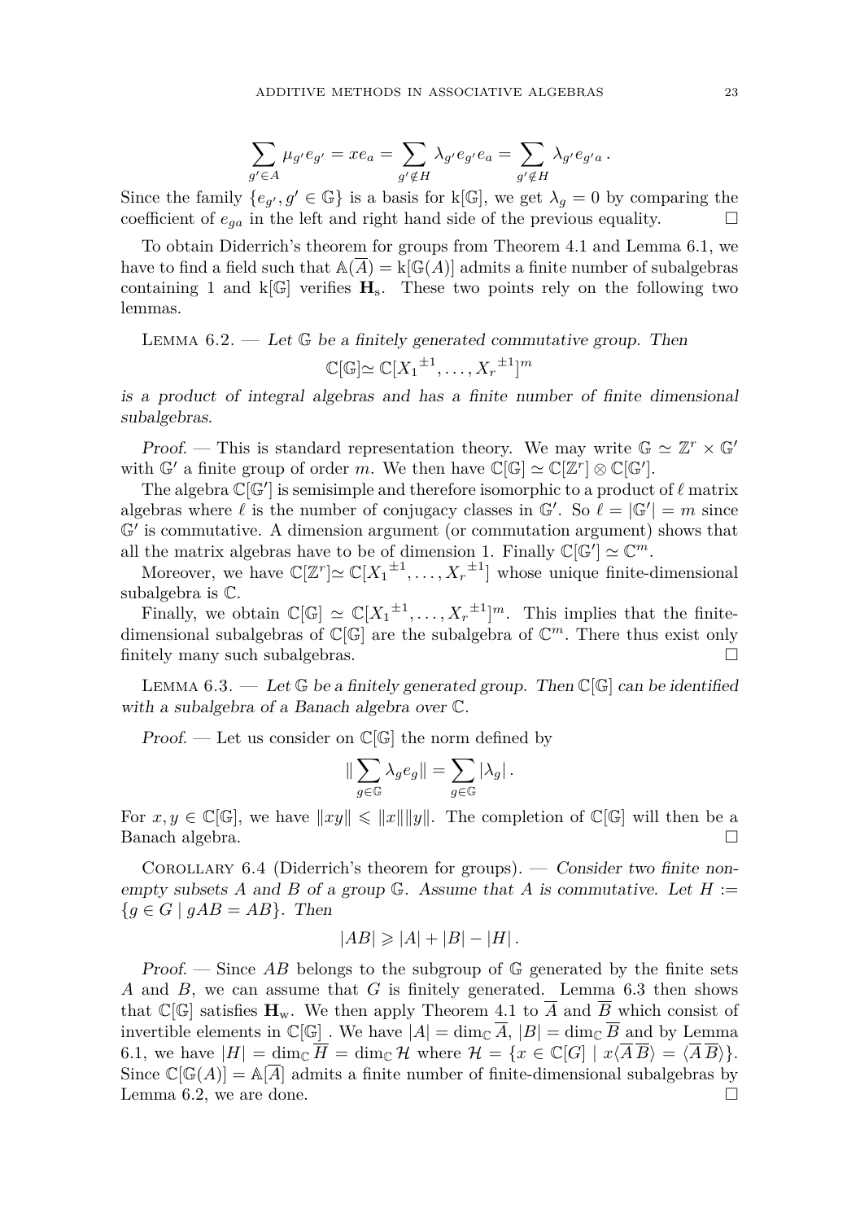$$\sum_{g' \in A} \mu_{g'} e_{g'} = x e_a = \sum_{g' \notin H} \lambda_{g'} e_{g'} e_a = \sum_{g' \notin H} \lambda_{g'} e_{g'a} \,.$$

Since the family $\{e_{g'}, g' \in \mathbb{G}\}$ is a basis for $\mathrm{k}[\mathbb{G}]$, we get $\lambda_g = 0$ by comparing the coefficient of $e_{ga}$ in the left and right hand side of the previous equality. □

To obtain Diderrich's theorem for groups from Theorem 4.1 and Lemma 6.1, we have to find a field such that $\mathbb{A}(\overline{A}) = \mathrm{k}[\mathbb{G}(A)]$ admits a finite number of subalgebras containing 1 and $\mathrm{k}[\mathbb{G}]$ verifies $\mathbf{H}_{\mathrm{s}}$. These two points rely on the following two lemmas.

Lemma 6.2. — *Let $\mathbb{G}$ be a finitely generated commutative group. Then*

$$\mathbb{C}[\mathbb{G}] \simeq \mathbb{C}[{X_1}^{\pm 1}, \dots, {X_r}^{\pm 1}]^m$$

*is a product of integral algebras and has a finite number of finite dimensional subalgebras.*

*Proof.* — This is standard representation theory. We may write $\mathbb{G} \simeq \mathbb{Z}^r \times \mathbb{G}'$ with $\mathbb{G}'$ a finite group of order $m$. We then have $\mathbb{C}[\mathbb{G}] \simeq \mathbb{C}[\mathbb{Z}^r] \otimes \mathbb{C}[\mathbb{G}']$.

The algebra $\mathbb{C}[\mathbb{G}']$ is semisimple and therefore isomorphic to a product of $\ell$ matrix algebras where $\ell$ is the number of conjugacy classes in $\mathbb{G}'$. So $\ell = |\mathbb{G}'| = m$ since $\mathbb{G}'$ is commutative. A dimension argument (or commutation argument) shows that all the matrix algebras have to be of dimension 1. Finally $\mathbb{C}[\mathbb{G}'] \simeq \mathbb{C}^m$.

Moreover, we have $\mathbb{C}[\mathbb{Z}^r] \simeq \mathbb{C}[{X_1}^{\pm 1}, \dots, {X_r}^{\pm 1}]$ whose unique finite-dimensional subalgebra is $\mathbb{C}$.

Finally, we obtain $\mathbb{C}[\mathbb{G}] \simeq \mathbb{C}[{X_1}^{\pm 1}, \dots, {X_r}^{\pm 1}]^m$. This implies that the finite-dimensional subalgebras of $\mathbb{C}[\mathbb{G}]$ are the subalgebra of $\mathbb{C}^m$. There thus exist only finitely many such subalgebras. □

Lemma 6.3. — *Let $\mathbb{G}$ be a finitely generated group. Then $\mathbb{C}[\mathbb{G}]$ can be identified with a subalgebra of a Banach algebra over $\mathbb{C}$.*

*Proof.* — Let us consider on $\mathbb{C}[\mathbb{G}]$ the norm defined by

$$\| \sum_{g \in \mathbb{G}} \lambda_g e_g \| = \sum_{g \in \mathbb{G}} |\lambda_g| \,.$$

For $x, y \in \mathbb{C}[\mathbb{G}]$, we have $\|xy\| \leqslant \|x\| \|y\|$. The completion of $\mathbb{C}[\mathbb{G}]$ will then be a Banach algebra. □

Corollary 6.4 (Diderrich's theorem for groups). — *Consider two finite non-empty subsets $A$ and $B$ of a group $\mathbb{G}$. Assume that $A$ is commutative. Let $H := \{g \in G \mid gAB = AB\}$. Then*

$$|AB| \geqslant |A| + |B| - |H| \,.$$

*Proof.* — Since $AB$ belongs to the subgroup of $\mathbb{G}$ generated by the finite sets $A$ and $B$, we can assume that $G$ is finitely generated. Lemma 6.3 then shows that $\mathbb{C}[\mathbb{G}]$ satisfies $\mathbf{H}_{\mathrm{w}}$. We then apply Theorem 4.1 to $\overline{A}$ and $\overline{B}$ which consist of invertible elements in $\mathbb{C}[\mathbb{G}]$ . We have $|A| = \dim_{\mathbb{C}} \overline{A}$, $|B| = \dim_{\mathbb{C}} \overline{B}$ and by Lemma 6.1, we have $|H| = \dim_{\mathbb{C}} \overline{H} = \dim_{\mathbb{C}} \mathcal{H}$ where $\mathcal{H} = \{x \in \mathbb{C}[G] \mid x\langle \overline{A}\,\overline{B}\rangle = \langle \overline{A}\,\overline{B}\rangle\}$. Since $\mathbb{C}[\mathbb{G}(A)] = \mathbb{A}[\overline{A}]$ admits a finite number of finite-dimensional subalgebras by Lemma 6.2, we are done. □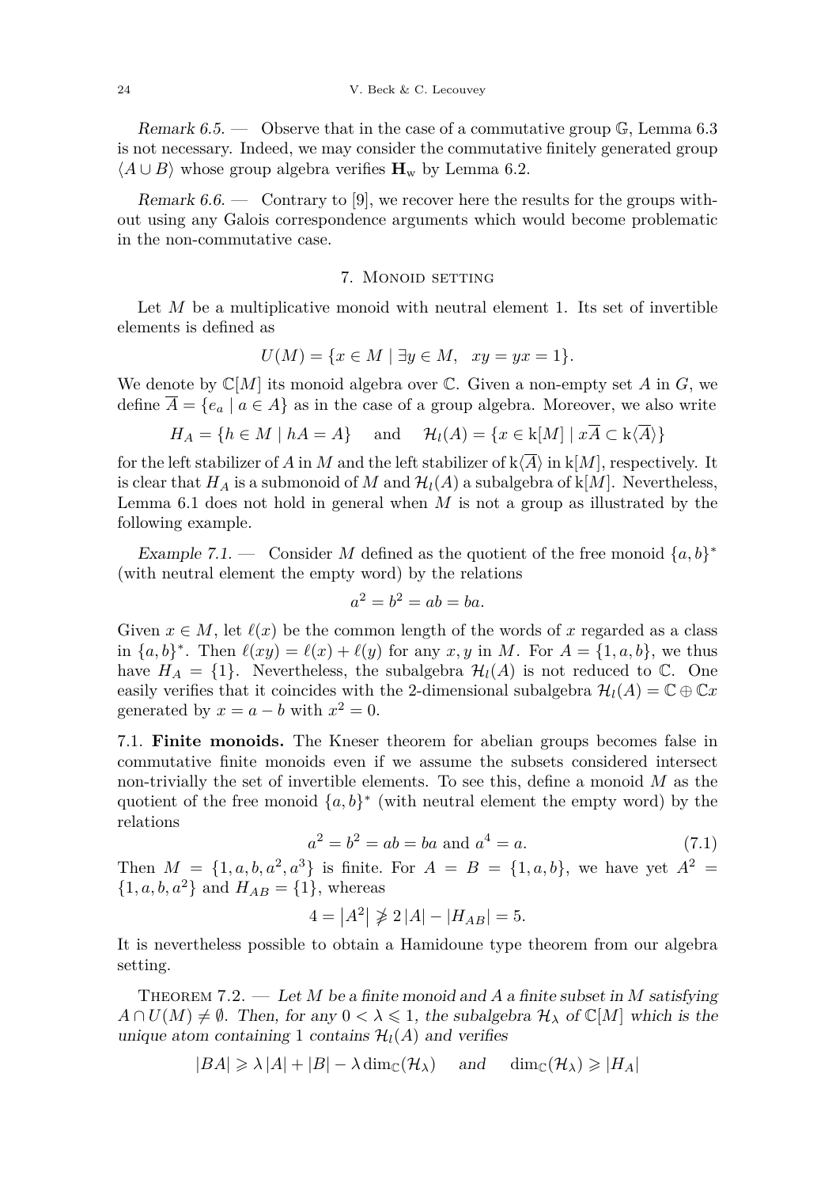*Remark 6.5.* — Observe that in the case of a commutative group $\mathbb{G}$, Lemma 6.3 is not necessary. Indeed, we may consider the commutative finitely generated group $\langle A \cup B\rangle$ whose group algebra verifies $\mathbf{H}_{\mathrm{w}}$ by Lemma 6.2.

*Remark 6.6.* — Contrary to [9], we recover here the results for the groups without using any Galois correspondence arguments which would become problematic in the non-commutative case.

## 7. Monoid setting

Let $M$ be a multiplicative monoid with neutral element 1. Its set of invertible elements is defined as

$$U(M) = \{x \in M \mid \exists y \in M, \quad xy = yx = 1\}.$$

We denote by $\mathbb{C}[M]$ its monoid algebra over $\mathbb{C}$. Given a non-empty set $A$ in $G$, we define $\overline{A} = \{e_a \mid a \in A\}$ as in the case of a group algebra. Moreover, we also write

$$H_A = \{h \in M \mid hA = A\} \quad \text{ and } \quad \mathcal{H}_l(A) = \{x \in \mathrm{k}[M] \mid x\overline{A} \subset \mathrm{k}\langle\overline{A}\rangle\}$$

for the left stabilizer of $A$ in $M$ and the left stabilizer of $\mathrm{k}\langle\overline{A}\rangle$ in $\mathrm{k}[M]$, respectively. It is clear that $H_A$ is a submonoid of $M$ and $\mathcal{H}_l(A)$ a subalgebra of $\mathrm{k}[M]$. Nevertheless, Lemma 6.1 does not hold in general when $M$ is not a group as illustrated by the following example.

*Example 7.1.* — Consider $M$ defined as the quotient of the free monoid $\{a,b\}^*$ (with neutral element the empty word) by the relations

$$a^2 = b^2 = ab = ba.$$

Given $x \in M$, let $\ell(x)$ be the common length of the words of $x$ regarded as a class in $\{a,b\}^*$. Then $\ell(xy) = \ell(x) + \ell(y)$ for any $x, y$ in $M$. For $A = \{1, a, b\}$, we thus have $H_A = \{1\}$. Nevertheless, the subalgebra $\mathcal{H}_l(A)$ is not reduced to $\mathbb{C}$. One easily verifies that it coincides with the 2-dimensional subalgebra $\mathcal{H}_l(A) = \mathbb{C} \oplus \mathbb{C}x$ generated by $x = a - b$ with $x^2 = 0$.

### 7.1. **Finite monoids.**

The Kneser theorem for abelian groups becomes false in commutative finite monoids even if we assume the subsets considered intersect non-trivially the set of invertible elements. To see this, define a monoid $M$ as the quotient of the free monoid $\{a,b\}^*$ (with neutral element the empty word) by the relations

$$a^2 = b^2 = ab = ba \text{ and } a^4 = a. \tag{7.1}$$

Then $M = \{1, a, b, a^2, a^3\}$ is finite. For $A = B = \{1, a, b\}$, we have yet $A^2 = \{1, a, b, a^2\}$ and $H_{AB} = \{1\}$, whereas

$$4 = |A^2| \ngeqslant 2\,|A| - |H_{AB}| = 5.$$

It is nevertheless possible to obtain a Hamidoune type theorem from our algebra setting.

Theorem 7.2. — *Let $M$ be a finite monoid and $A$ a finite subset in $M$ satisfying $A \cap U(M) \neq \emptyset$. Then, for any $0 < \lambda \leqslant 1$, the subalgebra $\mathcal{H}_\lambda$ of $\mathbb{C}[M]$ which is the unique atom containing 1 contains $\mathcal{H}_l(A)$ and verifies*

$$|BA| \geqslant \lambda\,|A| + |B| - \lambda \dim_{\mathbb{C}}(\mathcal{H}_\lambda) \quad \text{ and } \quad \dim_{\mathbb{C}}(\mathcal{H}_\lambda) \geqslant |H_A|$$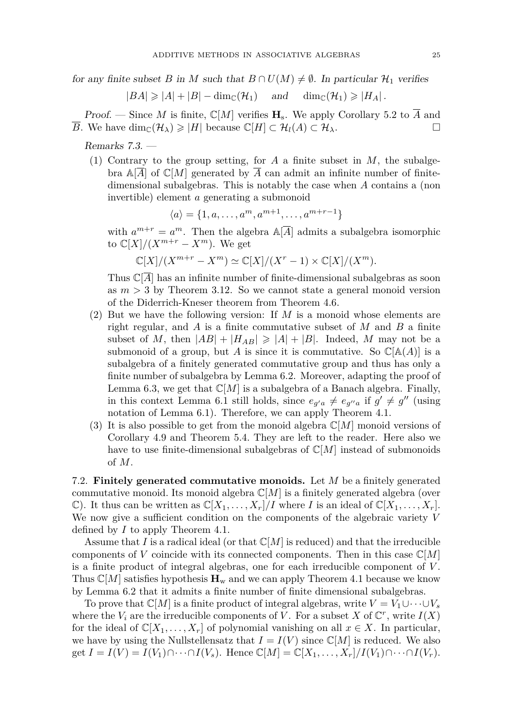*for any finite subset $B$ in $M$ such that $B \cap U(M) \neq \emptyset$. In particular $\mathcal{H}_1$ verifies*

$$|BA| \geqslant |A| + |B| - \dim_{\mathbb{C}}(\mathcal{H}_1) \quad \text{and} \quad \dim_{\mathbb{C}}(\mathcal{H}_1) \geqslant |H_A|.$$

*Proof.* — Since $M$ is finite, $\mathbb{C}[M]$ verifies $\mathbf{H}_{\mathrm{s}}$. We apply Corollary 5.2 to $\overline{A}$ and $\overline{B}$. We have $\dim_{\mathbb{C}}(\mathcal{H}_\lambda) \geqslant |H|$ because $\mathbb{C}[H] \subset \mathcal{H}_l(A) \subset \mathcal{H}_\lambda$. □

*Remarks 7.3.* —

(1) Contrary to the group setting, for $A$ a finite subset in $M$, the subalgebra $\mathbb{A}[\overline{A}]$ of $\mathbb{C}[M]$ generated by $\overline{A}$ can admit an infinite number of finite-dimensional subalgebras. This is notably the case when $A$ contains a (non invertible) element $a$ generating a submonoid

$$\langle a \rangle = \{1, a, \ldots, a^m, a^{m+1}, \ldots, a^{m+r-1}\}$$

with $a^{m+r} = a^m$. Then the algebra $\mathbb{A}[\overline{A}]$ admits a subalgebra isomorphic to $\mathbb{C}[X]/(X^{m+r} - X^m)$. We get

$$\mathbb{C}[X]/(X^{m+r} - X^m) \simeq \mathbb{C}[X]/(X^r - 1) \times \mathbb{C}[X]/(X^m).$$

Thus $\mathbb{C}[\overline{A}]$ has an infinite number of finite-dimensional subalgebras as soon as $m > 3$ by Theorem 3.12. So we cannot state a general monoid version of the Diderrich-Kneser theorem from Theorem 4.6.

(2) But we have the following version: If $M$ is a monoid whose elements are right regular, and $A$ is a finite commutative subset of $M$ and $B$ a finite subset of $M$, then $|AB| + |H_{AB}| \geqslant |A| + |B|$. Indeed, $M$ may not be a submonoid of a group, but $A$ is since it is commutative. So $\mathbb{C}[\mathbb{A}(A)]$ is a subalgebra of a finitely generated commutative group and thus has only a finite number of subalgebra by Lemma 6.2. Moreover, adapting the proof of Lemma 6.3, we get that $\mathbb{C}[M]$ is a subalgebra of a Banach algebra. Finally, in this context Lemma 6.1 still holds, since $e_{g'a} \neq e_{g''a}$ if $g' \neq g''$ (using notation of Lemma 6.1). Therefore, we can apply Theorem 4.1.

(3) It is also possible to get from the monoid algebra $\mathbb{C}[M]$ monoid versions of Corollary 4.9 and Theorem 5.4. They are left to the reader. Here also we have to use finite-dimensional subalgebras of $\mathbb{C}[M]$ instead of submonoids of $M$.

7.2. **Finitely generated commutative monoids.** Let $M$ be a finitely generated commutative monoid. Its monoid algebra $\mathbb{C}[M]$ is a finitely generated algebra (over $\mathbb{C}$). It thus can be written as $\mathbb{C}[X_1, \ldots, X_r]/I$ where $I$ is an ideal of $\mathbb{C}[X_1, \ldots, X_r]$. We now give a sufficient condition on the components of the algebraic variety $V$ defined by $I$ to apply Theorem 4.1.

Assume that $I$ is a radical ideal (or that $\mathbb{C}[M]$ is reduced) and that the irreducible components of $V$ coincide with its connected components. Then in this case $\mathbb{C}[M]$ is a finite product of integral algebras, one for each irreducible component of $V$. Thus $\mathbb{C}[M]$ satisfies hypothesis $\mathbf{H}_{\mathrm{w}}$ and we can apply Theorem 4.1 because we know by Lemma 6.2 that it admits a finite number of finite dimensional subalgebras.

To prove that $\mathbb{C}[M]$ is a finite product of integral algebras, write $V = V_1 \cup \cdots \cup V_s$ where the $V_i$ are the irreducible components of $V$. For a subset $X$ of $\mathbb{C}^r$, write $I(X)$ for the ideal of $\mathbb{C}[X_1, \ldots, X_r]$ of polynomial vanishing on all $x \in X$. In particular, we have by using the Nullstellensatz that $I = I(V)$ since $\mathbb{C}[M]$ is reduced. We also get $I = I(V) = I(V_1) \cap \cdots \cap I(V_s)$. Hence $\mathbb{C}[M] = \mathbb{C}[X_1, \ldots, X_r]/I(V_1) \cap \cdots \cap I(V_r)$.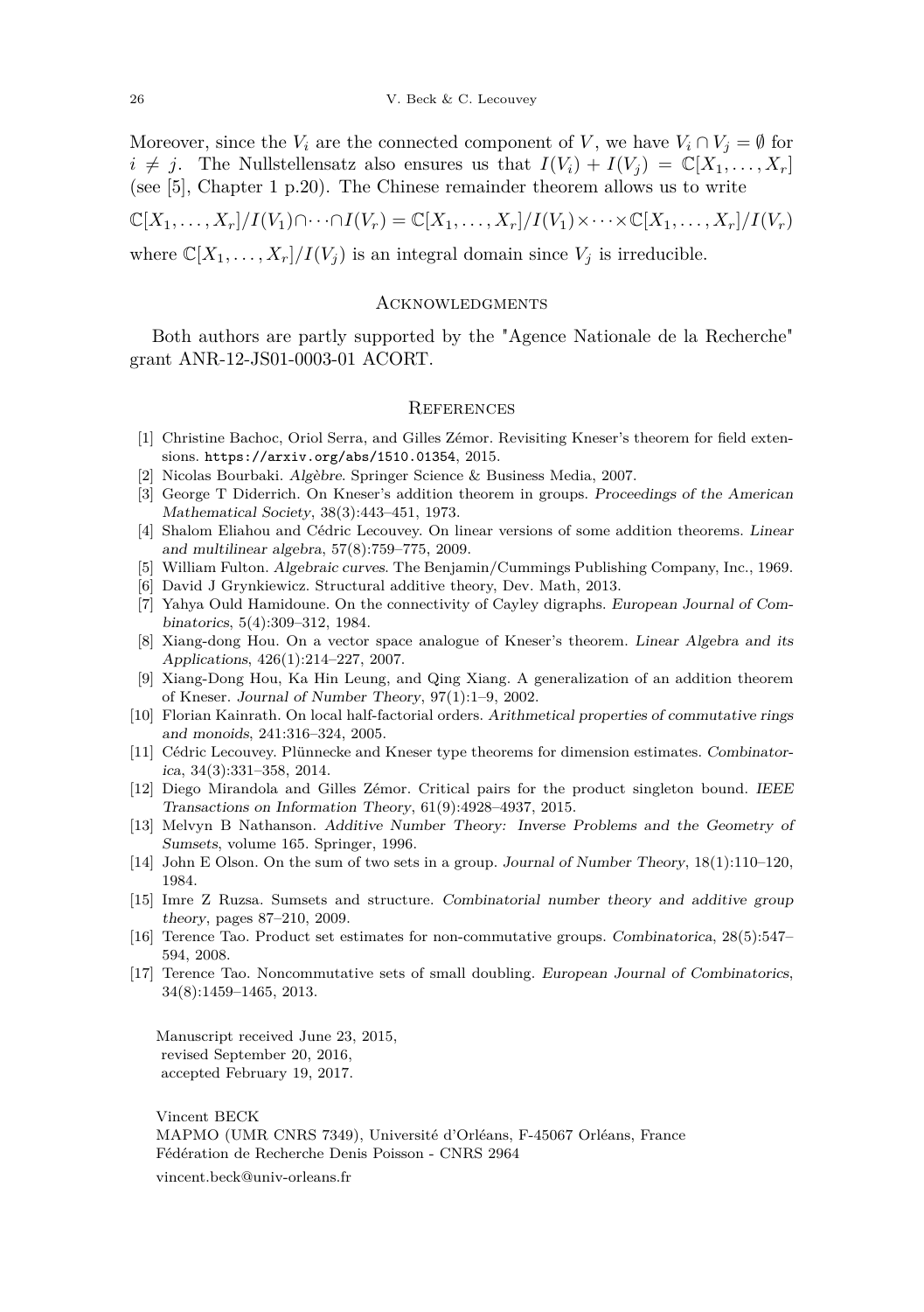Moreover, since the $V_i$ are the connected component of $V$, we have $V_i \cap V_j = \emptyset$ for $i \neq j$. The Nullstellensatz also ensures us that $I(V_i) + I(V_j) = \mathbb{C}[X_1, \dots, X_r]$ (see [5], Chapter 1 p.20). The Chinese remainder theorem allows us to write

$$\mathbb{C}[X_1, \dots, X_r]/I(V_1) \cap \cdots \cap I(V_r) = \mathbb{C}[X_1, \dots, X_r]/I(V_1) \times \cdots \times \mathbb{C}[X_1, \dots, X_r]/I(V_r)$$

where $\mathbb{C}[X_1, \dots, X_r]/I(V_j)$ is an integral domain since $V_j$ is irreducible.

## Acknowledgments

Both authors are partly supported by the "Agence Nationale de la Recherche" grant ANR-12-JS01-0003-01 ACORT.

## References

[1] Christine Bachoc, Oriol Serra, and Gilles Zémor. Revisiting Kneser's theorem for field extensions. https://arxiv.org/abs/1510.01354, 2015.

[2] Nicolas Bourbaki. *Algèbre*. Springer Science & Business Media, 2007.

[3] George T Diderrich. On Kneser's addition theorem in groups. *Proceedings of the American Mathematical Society*, 38(3):443–451, 1973.

[4] Shalom Eliahou and Cédric Lecouvey. On linear versions of some addition theorems. *Linear and multilinear algebra*, 57(8):759–775, 2009.

[5] William Fulton. *Algebraic curves*. The Benjamin/Cummings Publishing Company, Inc., 1969.

[6] David J Grynkiewicz. Structural additive theory, Dev. Math, 2013.

[7] Yahya Ould Hamidoune. On the connectivity of Cayley digraphs. *European Journal of Combinatorics*, 5(4):309–312, 1984.

[8] Xiang-dong Hou. On a vector space analogue of Kneser's theorem. *Linear Algebra and its Applications*, 426(1):214–227, 2007.

[9] Xiang-Dong Hou, Ka Hin Leung, and Qing Xiang. A generalization of an addition theorem of Kneser. *Journal of Number Theory*, 97(1):1–9, 2002.

[10] Florian Kainrath. On local half-factorial orders. *Arithmetical properties of commutative rings and monoids*, 241:316–324, 2005.

[11] Cédric Lecouvey. Plünnecke and Kneser type theorems for dimension estimates. *Combinatorica*, 34(3):331–358, 2014.

[12] Diego Mirandola and Gilles Zémor. Critical pairs for the product singleton bound. *IEEE Transactions on Information Theory*, 61(9):4928–4937, 2015.

[13] Melvyn B Nathanson. *Additive Number Theory: Inverse Problems and the Geometry of Sumsets*, volume 165. Springer, 1996.

[14] John E Olson. On the sum of two sets in a group. *Journal of Number Theory*, 18(1):110–120, 1984.

[15] Imre Z Ruzsa. Sumsets and structure. *Combinatorial number theory and additive group theory*, pages 87–210, 2009.

[16] Terence Tao. Product set estimates for non-commutative groups. *Combinatorica*, 28(5):547–594, 2008.

[17] Terence Tao. Noncommutative sets of small doubling. *European Journal of Combinatorics*, 34(8):1459–1465, 2013.

Manuscript received June 23, 2015,
revised September 20, 2016,
accepted February 19, 2017.

Vincent BECK
MAPMO (UMR CNRS 7349), Université d'Orléans, F-45067 Orléans, France
Fédération de Recherche Denis Poisson - CNRS 2964
vincent.beck@univ-orleans.fr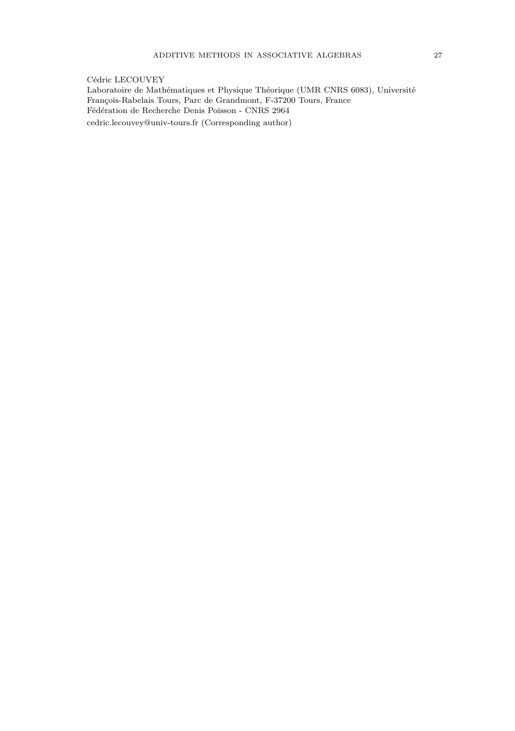Cédric LECOUVEY
Laboratoire de Mathématiques et Physique Théorique (UMR CNRS 6083), Université François-Rabelais Tours, Parc de Grandmont, F-37200 Tours, France
Fédération de Recherche Denis Poisson - CNRS 2964
cedric.lecouvey@univ-tours.fr (Corresponding author)